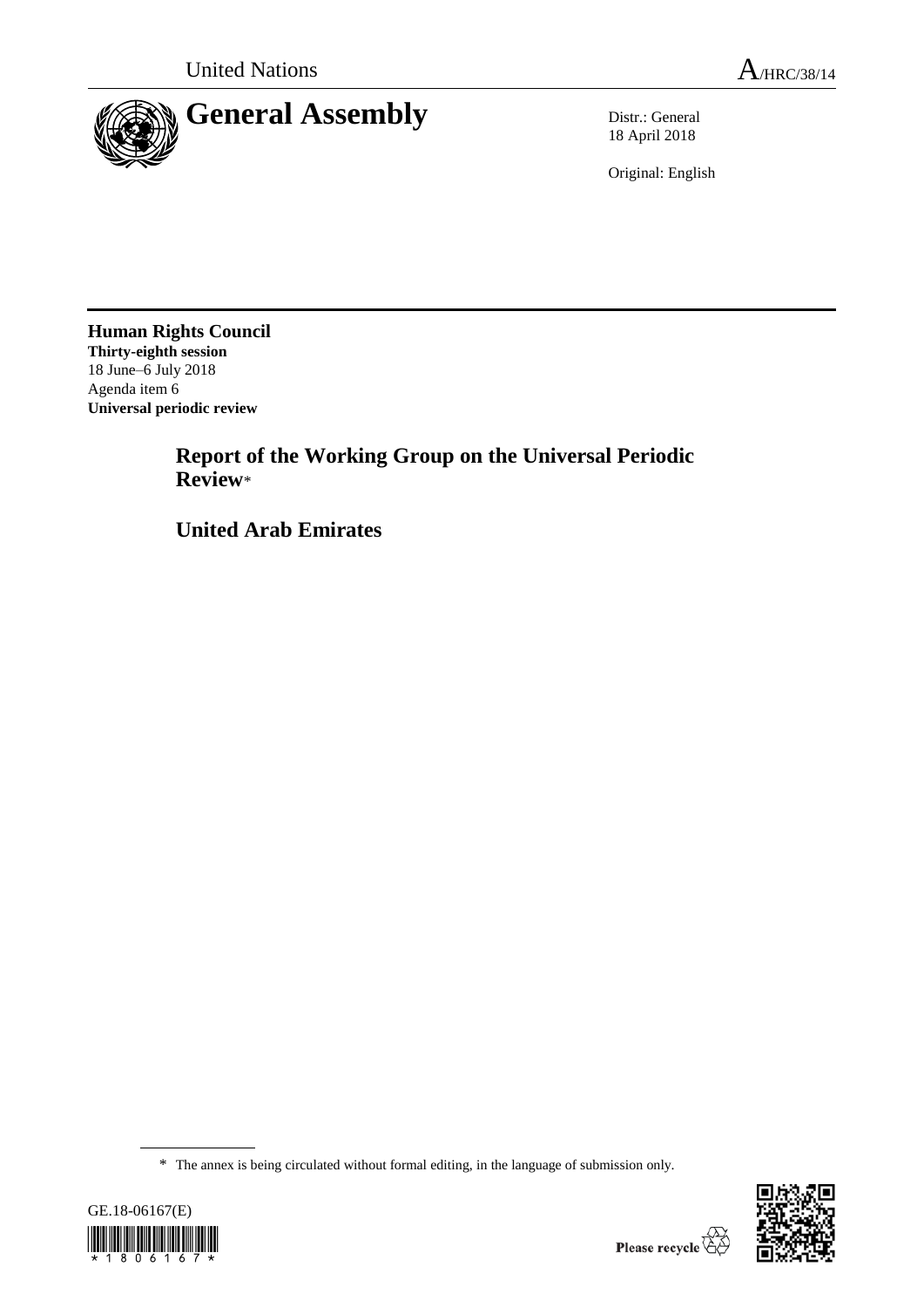United Nations

A/HRC/38/14

# General Assembly

Distr.: General
18 April 2018

Original: English

**Human Rights Council**
**Thirty-eighth session**
18 June–6 July 2018
Agenda item 6
**Universal periodic review**

## Report of the Working Group on the Universal Periodic Review*

## United Arab Emirates

* The annex is being circulated without formal editing, in the language of submission only.

GE.18-06167(E)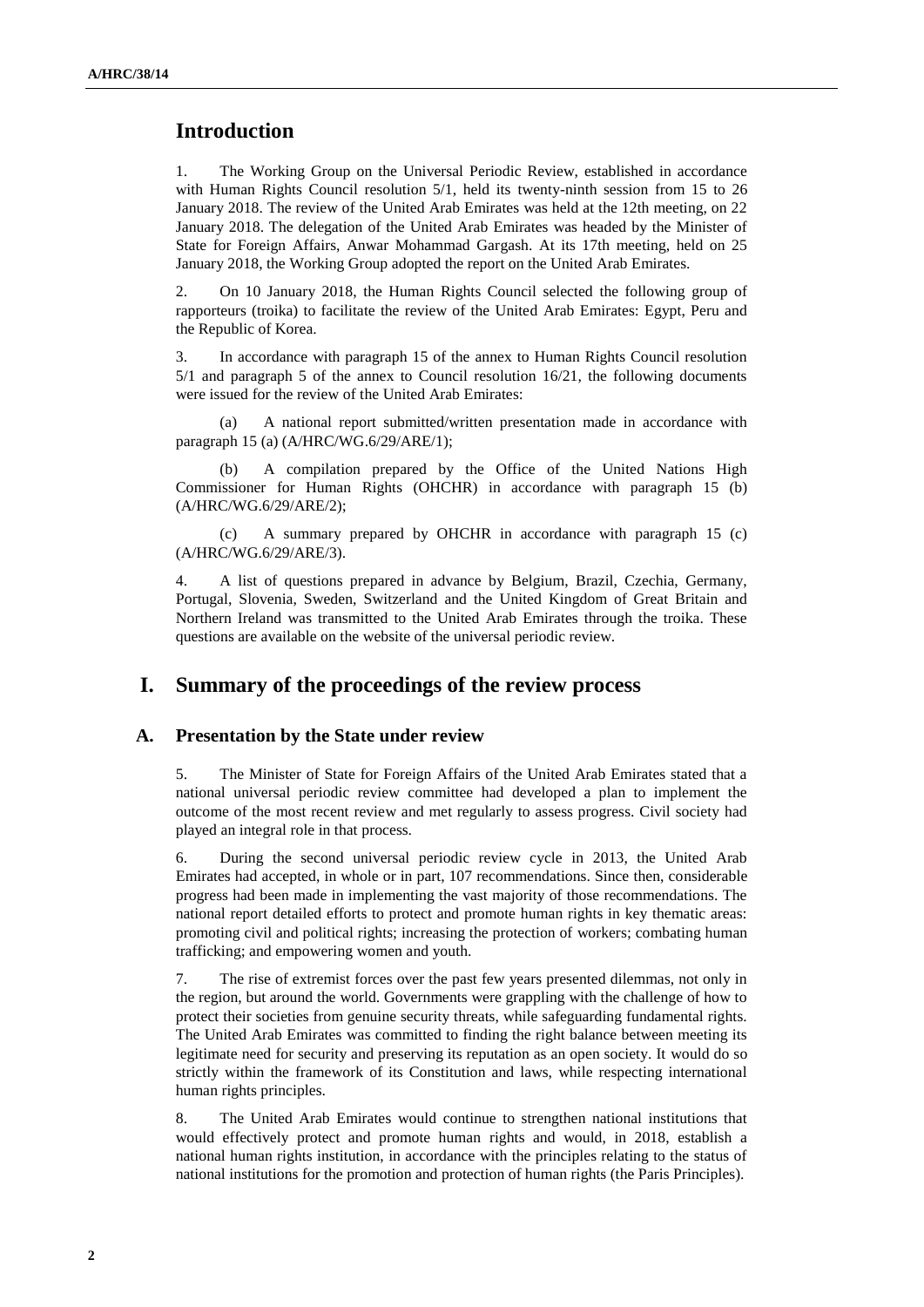## Introduction

1. The Working Group on the Universal Periodic Review, established in accordance with Human Rights Council resolution 5/1, held its twenty-ninth session from 15 to 26 January 2018. The review of the United Arab Emirates was held at the 12th meeting, on 22 January 2018. The delegation of the United Arab Emirates was headed by the Minister of State for Foreign Affairs, Anwar Mohammad Gargash. At its 17th meeting, held on 25 January 2018, the Working Group adopted the report on the United Arab Emirates.

2. On 10 January 2018, the Human Rights Council selected the following group of rapporteurs (troika) to facilitate the review of the United Arab Emirates: Egypt, Peru and the Republic of Korea.

3. In accordance with paragraph 15 of the annex to Human Rights Council resolution 5/1 and paragraph 5 of the annex to Council resolution 16/21, the following documents were issued for the review of the United Arab Emirates:

(a) A national report submitted/written presentation made in accordance with paragraph 15 (a) (A/HRC/WG.6/29/ARE/1);

(b) A compilation prepared by the Office of the United Nations High Commissioner for Human Rights (OHCHR) in accordance with paragraph 15 (b) (A/HRC/WG.6/29/ARE/2);

(c) A summary prepared by OHCHR in accordance with paragraph 15 (c) (A/HRC/WG.6/29/ARE/3).

4. A list of questions prepared in advance by Belgium, Brazil, Czechia, Germany, Portugal, Slovenia, Sweden, Switzerland and the United Kingdom of Great Britain and Northern Ireland was transmitted to the United Arab Emirates through the troika. These questions are available on the website of the universal periodic review.

## I. Summary of the proceedings of the review process

### A. Presentation by the State under review

5. The Minister of State for Foreign Affairs of the United Arab Emirates stated that a national universal periodic review committee had developed a plan to implement the outcome of the most recent review and met regularly to assess progress. Civil society had played an integral role in that process.

6. During the second universal periodic review cycle in 2013, the United Arab Emirates had accepted, in whole or in part, 107 recommendations. Since then, considerable progress had been made in implementing the vast majority of those recommendations. The national report detailed efforts to protect and promote human rights in key thematic areas: promoting civil and political rights; increasing the protection of workers; combating human trafficking; and empowering women and youth.

7. The rise of extremist forces over the past few years presented dilemmas, not only in the region, but around the world. Governments were grappling with the challenge of how to protect their societies from genuine security threats, while safeguarding fundamental rights. The United Arab Emirates was committed to finding the right balance between meeting its legitimate need for security and preserving its reputation as an open society. It would do so strictly within the framework of its Constitution and laws, while respecting international human rights principles.

8. The United Arab Emirates would continue to strengthen national institutions that would effectively protect and promote human rights and would, in 2018, establish a national human rights institution, in accordance with the principles relating to the status of national institutions for the promotion and protection of human rights (the Paris Principles).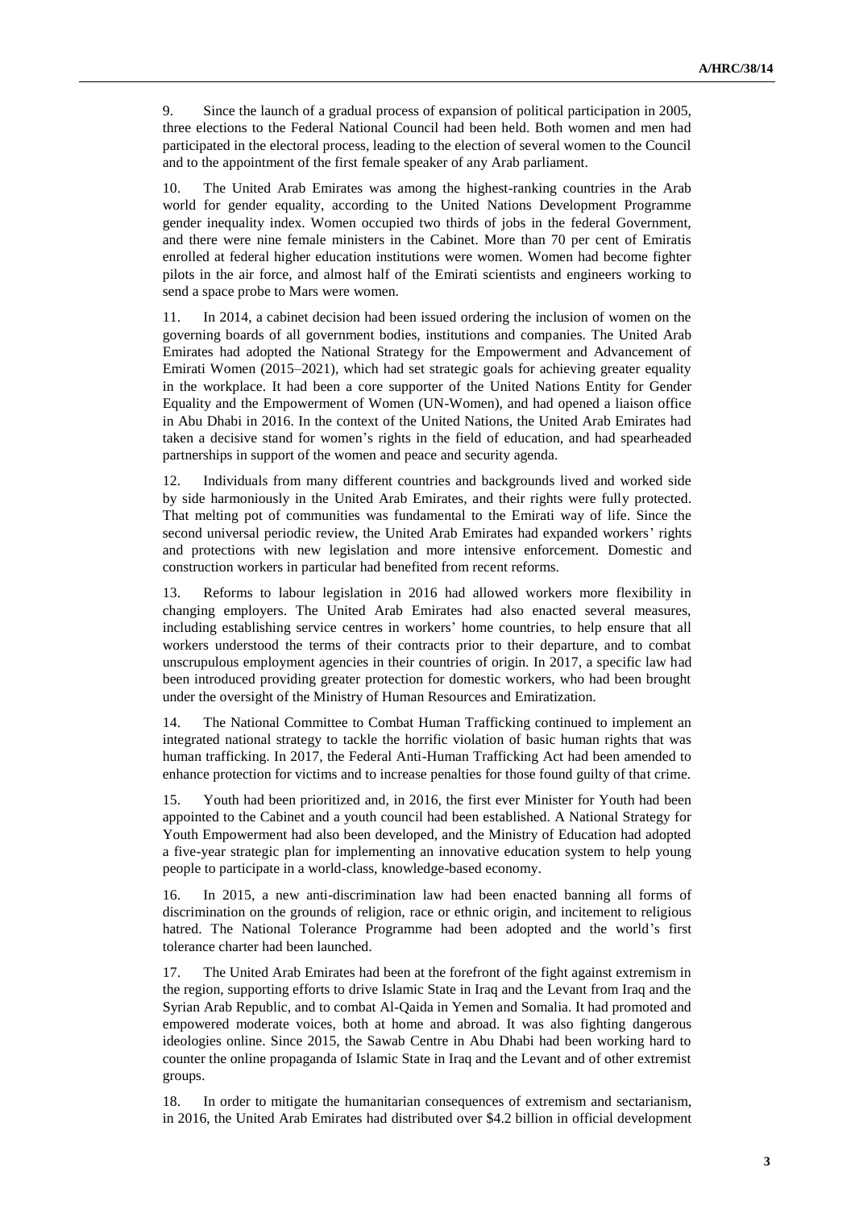9. Since the launch of a gradual process of expansion of political participation in 2005, three elections to the Federal National Council had been held. Both women and men had participated in the electoral process, leading to the election of several women to the Council and to the appointment of the first female speaker of any Arab parliament.

10. The United Arab Emirates was among the highest-ranking countries in the Arab world for gender equality, according to the United Nations Development Programme gender inequality index. Women occupied two thirds of jobs in the federal Government, and there were nine female ministers in the Cabinet. More than 70 per cent of Emiratis enrolled at federal higher education institutions were women. Women had become fighter pilots in the air force, and almost half of the Emirati scientists and engineers working to send a space probe to Mars were women.

11. In 2014, a cabinet decision had been issued ordering the inclusion of women on the governing boards of all government bodies, institutions and companies. The United Arab Emirates had adopted the National Strategy for the Empowerment and Advancement of Emirati Women (2015–2021), which had set strategic goals for achieving greater equality in the workplace. It had been a core supporter of the United Nations Entity for Gender Equality and the Empowerment of Women (UN-Women), and had opened a liaison office in Abu Dhabi in 2016. In the context of the United Nations, the United Arab Emirates had taken a decisive stand for women's rights in the field of education, and had spearheaded partnerships in support of the women and peace and security agenda.

12. Individuals from many different countries and backgrounds lived and worked side by side harmoniously in the United Arab Emirates, and their rights were fully protected. That melting pot of communities was fundamental to the Emirati way of life. Since the second universal periodic review, the United Arab Emirates had expanded workers' rights and protections with new legislation and more intensive enforcement. Domestic and construction workers in particular had benefited from recent reforms.

13. Reforms to labour legislation in 2016 had allowed workers more flexibility in changing employers. The United Arab Emirates had also enacted several measures, including establishing service centres in workers' home countries, to help ensure that all workers understood the terms of their contracts prior to their departure, and to combat unscrupulous employment agencies in their countries of origin. In 2017, a specific law had been introduced providing greater protection for domestic workers, who had been brought under the oversight of the Ministry of Human Resources and Emiratization.

14. The National Committee to Combat Human Trafficking continued to implement an integrated national strategy to tackle the horrific violation of basic human rights that was human trafficking. In 2017, the Federal Anti-Human Trafficking Act had been amended to enhance protection for victims and to increase penalties for those found guilty of that crime.

15. Youth had been prioritized and, in 2016, the first ever Minister for Youth had been appointed to the Cabinet and a youth council had been established. A National Strategy for Youth Empowerment had also been developed, and the Ministry of Education had adopted a five-year strategic plan for implementing an innovative education system to help young people to participate in a world-class, knowledge-based economy.

16. In 2015, a new anti-discrimination law had been enacted banning all forms of discrimination on the grounds of religion, race or ethnic origin, and incitement to religious hatred. The National Tolerance Programme had been adopted and the world's first tolerance charter had been launched.

17. The United Arab Emirates had been at the forefront of the fight against extremism in the region, supporting efforts to drive Islamic State in Iraq and the Levant from Iraq and the Syrian Arab Republic, and to combat Al-Qaida in Yemen and Somalia. It had promoted and empowered moderate voices, both at home and abroad. It was also fighting dangerous ideologies online. Since 2015, the Sawab Centre in Abu Dhabi had been working hard to counter the online propaganda of Islamic State in Iraq and the Levant and of other extremist groups.

18. In order to mitigate the humanitarian consequences of extremism and sectarianism, in 2016, the United Arab Emirates had distributed over $4.2 billion in official development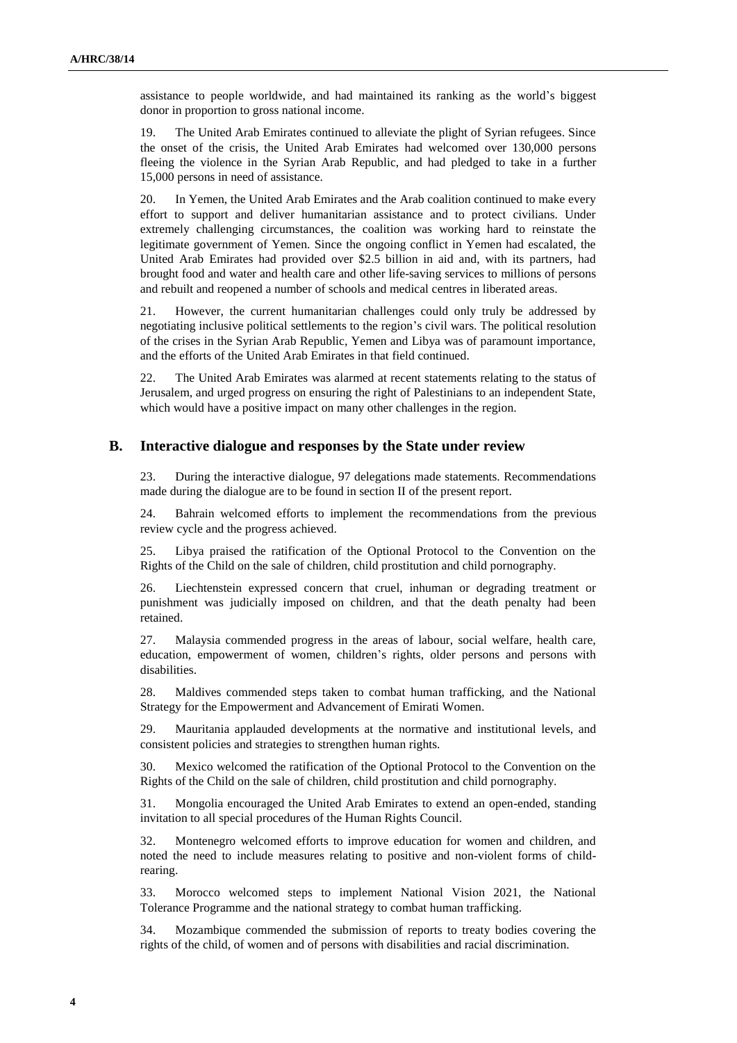assistance to people worldwide, and had maintained its ranking as the world's biggest donor in proportion to gross national income.

19. The United Arab Emirates continued to alleviate the plight of Syrian refugees. Since the onset of the crisis, the United Arab Emirates had welcomed over 130,000 persons fleeing the violence in the Syrian Arab Republic, and had pledged to take in a further 15,000 persons in need of assistance.

20. In Yemen, the United Arab Emirates and the Arab coalition continued to make every effort to support and deliver humanitarian assistance and to protect civilians. Under extremely challenging circumstances, the coalition was working hard to reinstate the legitimate government of Yemen. Since the ongoing conflict in Yemen had escalated, the United Arab Emirates had provided over $2.5 billion in aid and, with its partners, had brought food and water and health care and other life-saving services to millions of persons and rebuilt and reopened a number of schools and medical centres in liberated areas.

21. However, the current humanitarian challenges could only truly be addressed by negotiating inclusive political settlements to the region's civil wars. The political resolution of the crises in the Syrian Arab Republic, Yemen and Libya was of paramount importance, and the efforts of the United Arab Emirates in that field continued.

22. The United Arab Emirates was alarmed at recent statements relating to the status of Jerusalem, and urged progress on ensuring the right of Palestinians to an independent State, which would have a positive impact on many other challenges in the region.

## B. Interactive dialogue and responses by the State under review

23. During the interactive dialogue, 97 delegations made statements. Recommendations made during the dialogue are to be found in section II of the present report.

24. Bahrain welcomed efforts to implement the recommendations from the previous review cycle and the progress achieved.

25. Libya praised the ratification of the Optional Protocol to the Convention on the Rights of the Child on the sale of children, child prostitution and child pornography.

26. Liechtenstein expressed concern that cruel, inhuman or degrading treatment or punishment was judicially imposed on children, and that the death penalty had been retained.

27. Malaysia commended progress in the areas of labour, social welfare, health care, education, empowerment of women, children's rights, older persons and persons with disabilities.

28. Maldives commended steps taken to combat human trafficking, and the National Strategy for the Empowerment and Advancement of Emirati Women.

29. Mauritania applauded developments at the normative and institutional levels, and consistent policies and strategies to strengthen human rights.

30. Mexico welcomed the ratification of the Optional Protocol to the Convention on the Rights of the Child on the sale of children, child prostitution and child pornography.

31. Mongolia encouraged the United Arab Emirates to extend an open-ended, standing invitation to all special procedures of the Human Rights Council.

32. Montenegro welcomed efforts to improve education for women and children, and noted the need to include measures relating to positive and non-violent forms of child-rearing.

33. Morocco welcomed steps to implement National Vision 2021, the National Tolerance Programme and the national strategy to combat human trafficking.

34. Mozambique commended the submission of reports to treaty bodies covering the rights of the child, of women and of persons with disabilities and racial discrimination.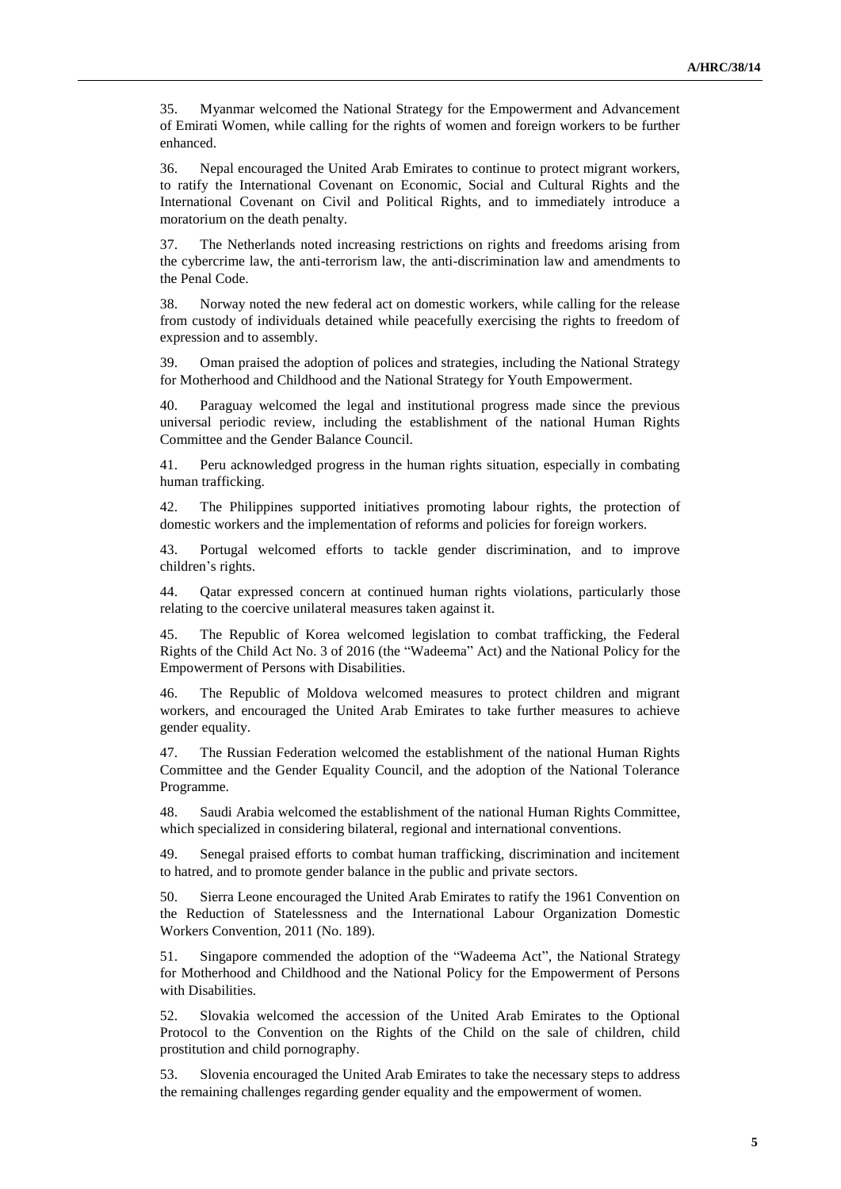35. Myanmar welcomed the National Strategy for the Empowerment and Advancement of Emirati Women, while calling for the rights of women and foreign workers to be further enhanced.

36. Nepal encouraged the United Arab Emirates to continue to protect migrant workers, to ratify the International Covenant on Economic, Social and Cultural Rights and the International Covenant on Civil and Political Rights, and to immediately introduce a moratorium on the death penalty.

37. The Netherlands noted increasing restrictions on rights and freedoms arising from the cybercrime law, the anti-terrorism law, the anti-discrimination law and amendments to the Penal Code.

38. Norway noted the new federal act on domestic workers, while calling for the release from custody of individuals detained while peacefully exercising the rights to freedom of expression and to assembly.

39. Oman praised the adoption of polices and strategies, including the National Strategy for Motherhood and Childhood and the National Strategy for Youth Empowerment.

40. Paraguay welcomed the legal and institutional progress made since the previous universal periodic review, including the establishment of the national Human Rights Committee and the Gender Balance Council.

41. Peru acknowledged progress in the human rights situation, especially in combating human trafficking.

42. The Philippines supported initiatives promoting labour rights, the protection of domestic workers and the implementation of reforms and policies for foreign workers.

43. Portugal welcomed efforts to tackle gender discrimination, and to improve children's rights.

44. Qatar expressed concern at continued human rights violations, particularly those relating to the coercive unilateral measures taken against it.

45. The Republic of Korea welcomed legislation to combat trafficking, the Federal Rights of the Child Act No. 3 of 2016 (the "Wadeema" Act) and the National Policy for the Empowerment of Persons with Disabilities.

46. The Republic of Moldova welcomed measures to protect children and migrant workers, and encouraged the United Arab Emirates to take further measures to achieve gender equality.

47. The Russian Federation welcomed the establishment of the national Human Rights Committee and the Gender Equality Council, and the adoption of the National Tolerance Programme.

48. Saudi Arabia welcomed the establishment of the national Human Rights Committee, which specialized in considering bilateral, regional and international conventions.

49. Senegal praised efforts to combat human trafficking, discrimination and incitement to hatred, and to promote gender balance in the public and private sectors.

50. Sierra Leone encouraged the United Arab Emirates to ratify the 1961 Convention on the Reduction of Statelessness and the International Labour Organization Domestic Workers Convention, 2011 (No. 189).

51. Singapore commended the adoption of the "Wadeema Act", the National Strategy for Motherhood and Childhood and the National Policy for the Empowerment of Persons with Disabilities.

52. Slovakia welcomed the accession of the United Arab Emirates to the Optional Protocol to the Convention on the Rights of the Child on the sale of children, child prostitution and child pornography.

53. Slovenia encouraged the United Arab Emirates to take the necessary steps to address the remaining challenges regarding gender equality and the empowerment of women.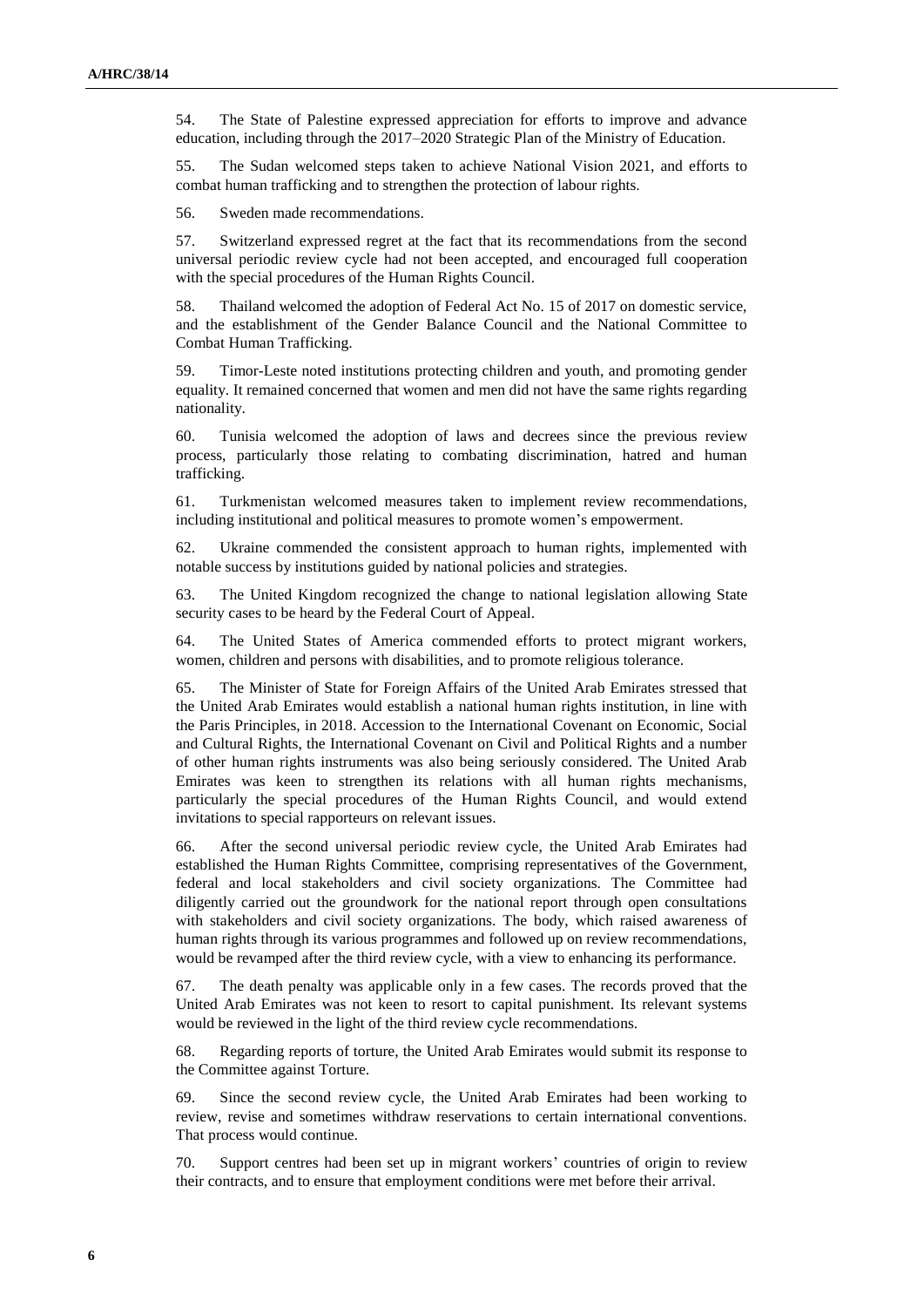54. The State of Palestine expressed appreciation for efforts to improve and advance education, including through the 2017–2020 Strategic Plan of the Ministry of Education.

55. The Sudan welcomed steps taken to achieve National Vision 2021, and efforts to combat human trafficking and to strengthen the protection of labour rights.

56. Sweden made recommendations.

57. Switzerland expressed regret at the fact that its recommendations from the second universal periodic review cycle had not been accepted, and encouraged full cooperation with the special procedures of the Human Rights Council.

58. Thailand welcomed the adoption of Federal Act No. 15 of 2017 on domestic service, and the establishment of the Gender Balance Council and the National Committee to Combat Human Trafficking.

59. Timor-Leste noted institutions protecting children and youth, and promoting gender equality. It remained concerned that women and men did not have the same rights regarding nationality.

60. Tunisia welcomed the adoption of laws and decrees since the previous review process, particularly those relating to combating discrimination, hatred and human trafficking.

61. Turkmenistan welcomed measures taken to implement review recommendations, including institutional and political measures to promote women's empowerment.

62. Ukraine commended the consistent approach to human rights, implemented with notable success by institutions guided by national policies and strategies.

63. The United Kingdom recognized the change to national legislation allowing State security cases to be heard by the Federal Court of Appeal.

64. The United States of America commended efforts to protect migrant workers, women, children and persons with disabilities, and to promote religious tolerance.

65. The Minister of State for Foreign Affairs of the United Arab Emirates stressed that the United Arab Emirates would establish a national human rights institution, in line with the Paris Principles, in 2018. Accession to the International Covenant on Economic, Social and Cultural Rights, the International Covenant on Civil and Political Rights and a number of other human rights instruments was also being seriously considered. The United Arab Emirates was keen to strengthen its relations with all human rights mechanisms, particularly the special procedures of the Human Rights Council, and would extend invitations to special rapporteurs on relevant issues.

66. After the second universal periodic review cycle, the United Arab Emirates had established the Human Rights Committee, comprising representatives of the Government, federal and local stakeholders and civil society organizations. The Committee had diligently carried out the groundwork for the national report through open consultations with stakeholders and civil society organizations. The body, which raised awareness of human rights through its various programmes and followed up on review recommendations, would be revamped after the third review cycle, with a view to enhancing its performance.

67. The death penalty was applicable only in a few cases. The records proved that the United Arab Emirates was not keen to resort to capital punishment. Its relevant systems would be reviewed in the light of the third review cycle recommendations.

68. Regarding reports of torture, the United Arab Emirates would submit its response to the Committee against Torture.

69. Since the second review cycle, the United Arab Emirates had been working to review, revise and sometimes withdraw reservations to certain international conventions. That process would continue.

70. Support centres had been set up in migrant workers' countries of origin to review their contracts, and to ensure that employment conditions were met before their arrival.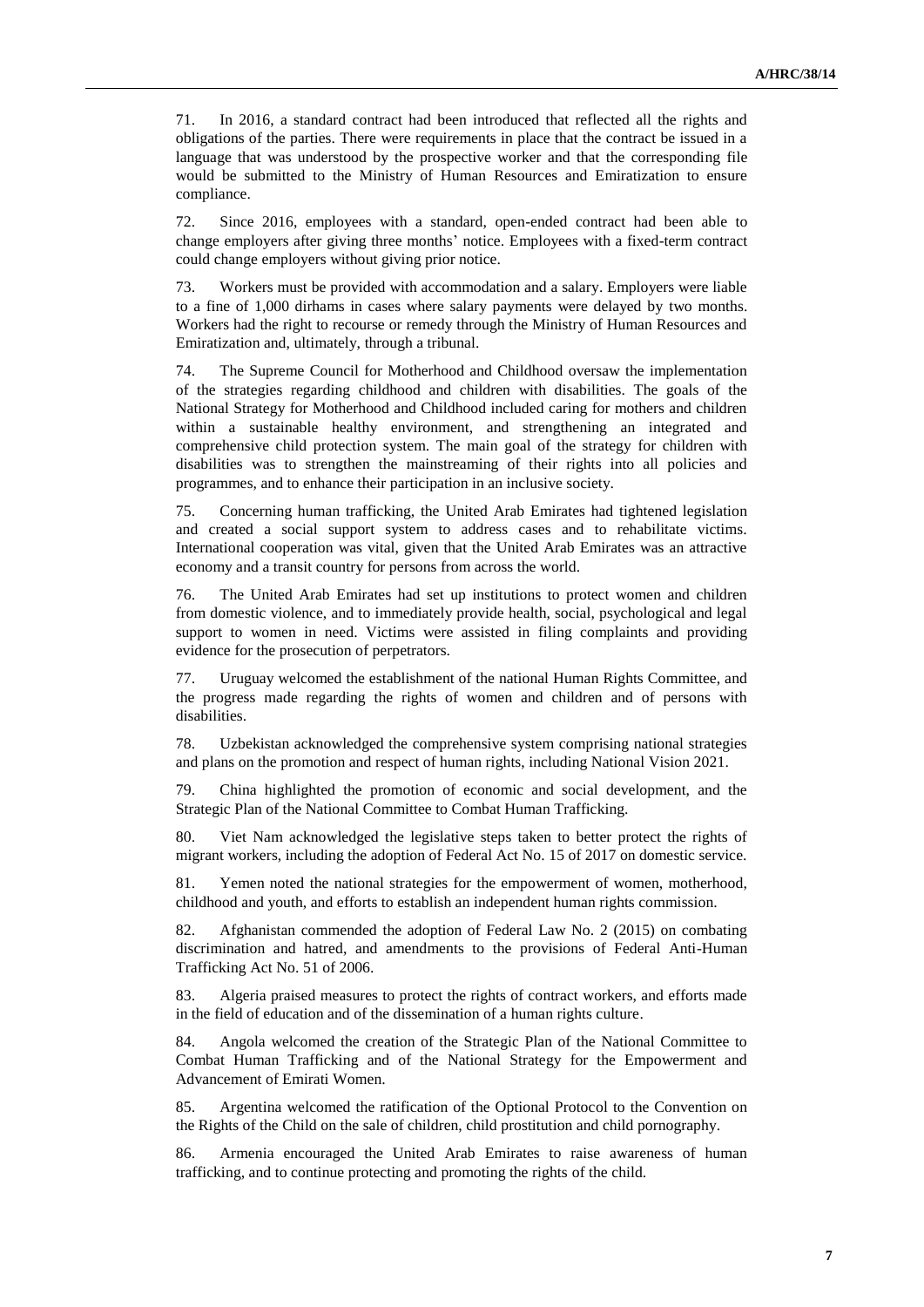71. In 2016, a standard contract had been introduced that reflected all the rights and obligations of the parties. There were requirements in place that the contract be issued in a language that was understood by the prospective worker and that the corresponding file would be submitted to the Ministry of Human Resources and Emiratization to ensure compliance.

72. Since 2016, employees with a standard, open-ended contract had been able to change employers after giving three months' notice. Employees with a fixed-term contract could change employers without giving prior notice.

73. Workers must be provided with accommodation and a salary. Employers were liable to a fine of 1,000 dirhams in cases where salary payments were delayed by two months. Workers had the right to recourse or remedy through the Ministry of Human Resources and Emiratization and, ultimately, through a tribunal.

74. The Supreme Council for Motherhood and Childhood oversaw the implementation of the strategies regarding childhood and children with disabilities. The goals of the National Strategy for Motherhood and Childhood included caring for mothers and children within a sustainable healthy environment, and strengthening an integrated and comprehensive child protection system. The main goal of the strategy for children with disabilities was to strengthen the mainstreaming of their rights into all policies and programmes, and to enhance their participation in an inclusive society.

75. Concerning human trafficking, the United Arab Emirates had tightened legislation and created a social support system to address cases and to rehabilitate victims. International cooperation was vital, given that the United Arab Emirates was an attractive economy and a transit country for persons from across the world.

76. The United Arab Emirates had set up institutions to protect women and children from domestic violence, and to immediately provide health, social, psychological and legal support to women in need. Victims were assisted in filing complaints and providing evidence for the prosecution of perpetrators.

77. Uruguay welcomed the establishment of the national Human Rights Committee, and the progress made regarding the rights of women and children and of persons with disabilities.

78. Uzbekistan acknowledged the comprehensive system comprising national strategies and plans on the promotion and respect of human rights, including National Vision 2021.

79. China highlighted the promotion of economic and social development, and the Strategic Plan of the National Committee to Combat Human Trafficking.

80. Viet Nam acknowledged the legislative steps taken to better protect the rights of migrant workers, including the adoption of Federal Act No. 15 of 2017 on domestic service.

81. Yemen noted the national strategies for the empowerment of women, motherhood, childhood and youth, and efforts to establish an independent human rights commission.

82. Afghanistan commended the adoption of Federal Law No. 2 (2015) on combating discrimination and hatred, and amendments to the provisions of Federal Anti-Human Trafficking Act No. 51 of 2006.

83. Algeria praised measures to protect the rights of contract workers, and efforts made in the field of education and of the dissemination of a human rights culture.

84. Angola welcomed the creation of the Strategic Plan of the National Committee to Combat Human Trafficking and of the National Strategy for the Empowerment and Advancement of Emirati Women.

85. Argentina welcomed the ratification of the Optional Protocol to the Convention on the Rights of the Child on the sale of children, child prostitution and child pornography.

86. Armenia encouraged the United Arab Emirates to raise awareness of human trafficking, and to continue protecting and promoting the rights of the child.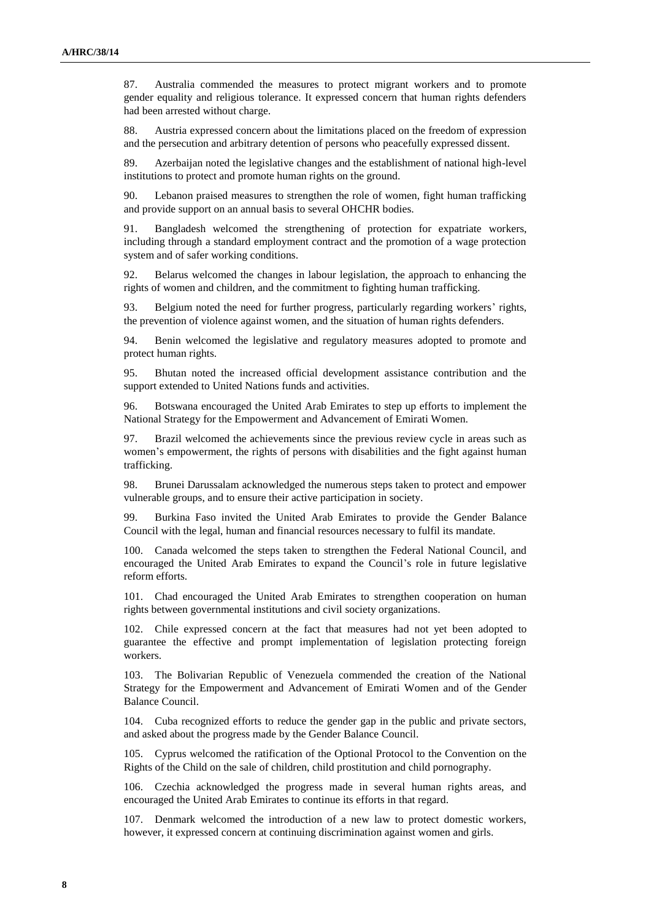87. Australia commended the measures to protect migrant workers and to promote gender equality and religious tolerance. It expressed concern that human rights defenders had been arrested without charge.

88. Austria expressed concern about the limitations placed on the freedom of expression and the persecution and arbitrary detention of persons who peacefully expressed dissent.

89. Azerbaijan noted the legislative changes and the establishment of national high-level institutions to protect and promote human rights on the ground.

90. Lebanon praised measures to strengthen the role of women, fight human trafficking and provide support on an annual basis to several OHCHR bodies.

91. Bangladesh welcomed the strengthening of protection for expatriate workers, including through a standard employment contract and the promotion of a wage protection system and of safer working conditions.

92. Belarus welcomed the changes in labour legislation, the approach to enhancing the rights of women and children, and the commitment to fighting human trafficking.

93. Belgium noted the need for further progress, particularly regarding workers' rights, the prevention of violence against women, and the situation of human rights defenders.

94. Benin welcomed the legislative and regulatory measures adopted to promote and protect human rights.

95. Bhutan noted the increased official development assistance contribution and the support extended to United Nations funds and activities.

96. Botswana encouraged the United Arab Emirates to step up efforts to implement the National Strategy for the Empowerment and Advancement of Emirati Women.

97. Brazil welcomed the achievements since the previous review cycle in areas such as women's empowerment, the rights of persons with disabilities and the fight against human trafficking.

98. Brunei Darussalam acknowledged the numerous steps taken to protect and empower vulnerable groups, and to ensure their active participation in society.

99. Burkina Faso invited the United Arab Emirates to provide the Gender Balance Council with the legal, human and financial resources necessary to fulfil its mandate.

100. Canada welcomed the steps taken to strengthen the Federal National Council, and encouraged the United Arab Emirates to expand the Council's role in future legislative reform efforts.

101. Chad encouraged the United Arab Emirates to strengthen cooperation on human rights between governmental institutions and civil society organizations.

102. Chile expressed concern at the fact that measures had not yet been adopted to guarantee the effective and prompt implementation of legislation protecting foreign workers.

103. The Bolivarian Republic of Venezuela commended the creation of the National Strategy for the Empowerment and Advancement of Emirati Women and of the Gender Balance Council.

104. Cuba recognized efforts to reduce the gender gap in the public and private sectors, and asked about the progress made by the Gender Balance Council.

105. Cyprus welcomed the ratification of the Optional Protocol to the Convention on the Rights of the Child on the sale of children, child prostitution and child pornography.

106. Czechia acknowledged the progress made in several human rights areas, and encouraged the United Arab Emirates to continue its efforts in that regard.

107. Denmark welcomed the introduction of a new law to protect domestic workers, however, it expressed concern at continuing discrimination against women and girls.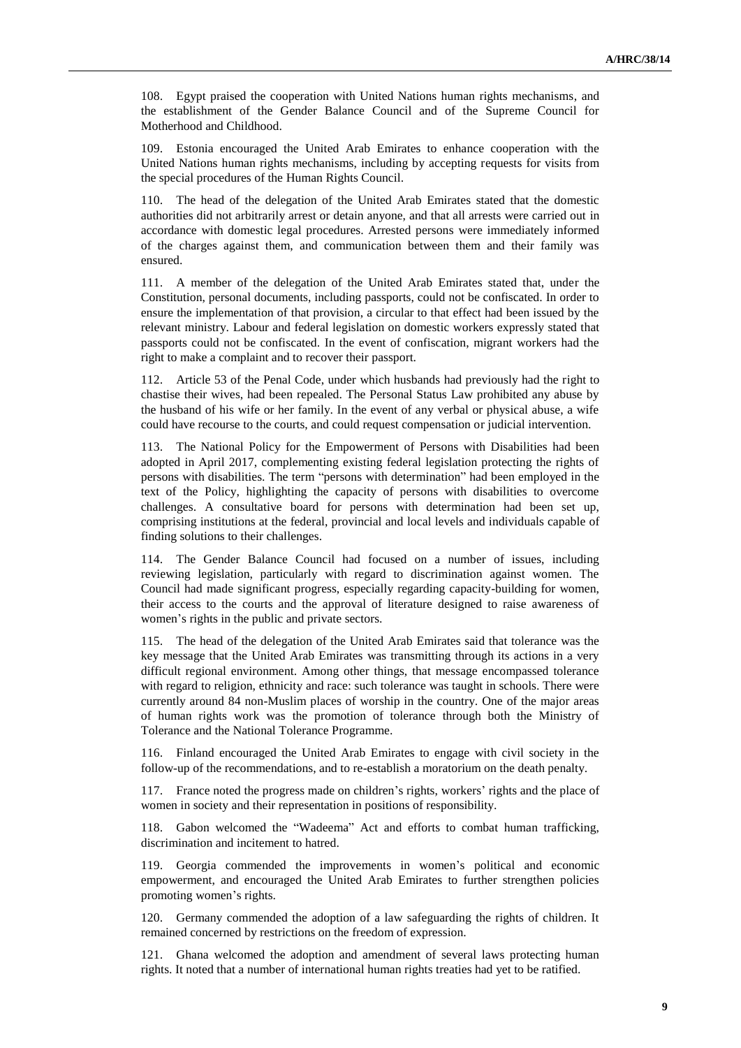108. Egypt praised the cooperation with United Nations human rights mechanisms, and the establishment of the Gender Balance Council and of the Supreme Council for Motherhood and Childhood.

109. Estonia encouraged the United Arab Emirates to enhance cooperation with the United Nations human rights mechanisms, including by accepting requests for visits from the special procedures of the Human Rights Council.

110. The head of the delegation of the United Arab Emirates stated that the domestic authorities did not arbitrarily arrest or detain anyone, and that all arrests were carried out in accordance with domestic legal procedures. Arrested persons were immediately informed of the charges against them, and communication between them and their family was ensured.

111. A member of the delegation of the United Arab Emirates stated that, under the Constitution, personal documents, including passports, could not be confiscated. In order to ensure the implementation of that provision, a circular to that effect had been issued by the relevant ministry. Labour and federal legislation on domestic workers expressly stated that passports could not be confiscated. In the event of confiscation, migrant workers had the right to make a complaint and to recover their passport.

112. Article 53 of the Penal Code, under which husbands had previously had the right to chastise their wives, had been repealed. The Personal Status Law prohibited any abuse by the husband of his wife or her family. In the event of any verbal or physical abuse, a wife could have recourse to the courts, and could request compensation or judicial intervention.

113. The National Policy for the Empowerment of Persons with Disabilities had been adopted in April 2017, complementing existing federal legislation protecting the rights of persons with disabilities. The term "persons with determination" had been employed in the text of the Policy, highlighting the capacity of persons with disabilities to overcome challenges. A consultative board for persons with determination had been set up, comprising institutions at the federal, provincial and local levels and individuals capable of finding solutions to their challenges.

114. The Gender Balance Council had focused on a number of issues, including reviewing legislation, particularly with regard to discrimination against women. The Council had made significant progress, especially regarding capacity-building for women, their access to the courts and the approval of literature designed to raise awareness of women's rights in the public and private sectors.

115. The head of the delegation of the United Arab Emirates said that tolerance was the key message that the United Arab Emirates was transmitting through its actions in a very difficult regional environment. Among other things, that message encompassed tolerance with regard to religion, ethnicity and race: such tolerance was taught in schools. There were currently around 84 non-Muslim places of worship in the country. One of the major areas of human rights work was the promotion of tolerance through both the Ministry of Tolerance and the National Tolerance Programme.

116. Finland encouraged the United Arab Emirates to engage with civil society in the follow-up of the recommendations, and to re-establish a moratorium on the death penalty.

117. France noted the progress made on children's rights, workers' rights and the place of women in society and their representation in positions of responsibility.

118. Gabon welcomed the "Wadeema" Act and efforts to combat human trafficking, discrimination and incitement to hatred.

119. Georgia commended the improvements in women's political and economic empowerment, and encouraged the United Arab Emirates to further strengthen policies promoting women's rights.

120. Germany commended the adoption of a law safeguarding the rights of children. It remained concerned by restrictions on the freedom of expression.

121. Ghana welcomed the adoption and amendment of several laws protecting human rights. It noted that a number of international human rights treaties had yet to be ratified.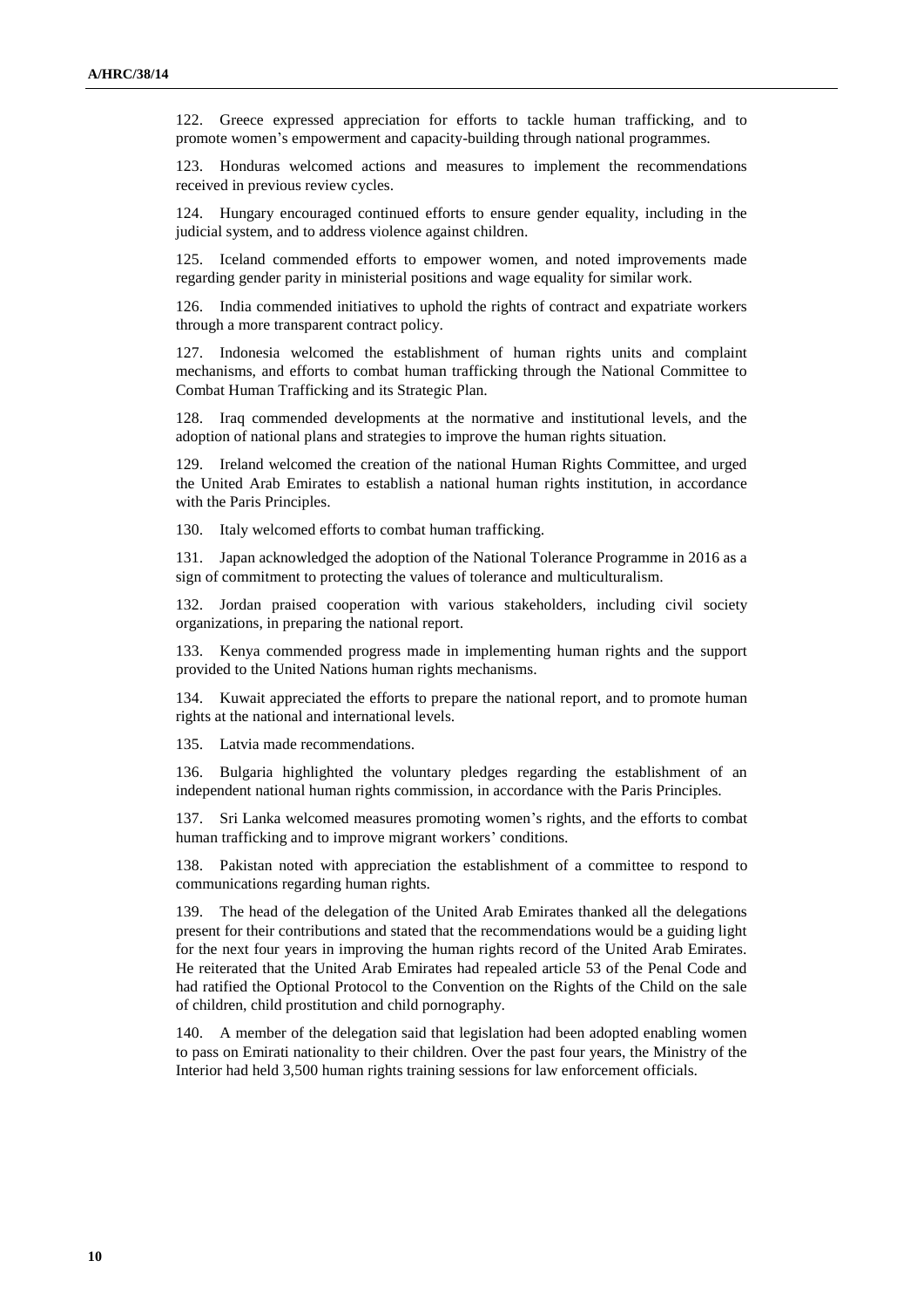122. Greece expressed appreciation for efforts to tackle human trafficking, and to promote women's empowerment and capacity-building through national programmes.

123. Honduras welcomed actions and measures to implement the recommendations received in previous review cycles.

124. Hungary encouraged continued efforts to ensure gender equality, including in the judicial system, and to address violence against children.

125. Iceland commended efforts to empower women, and noted improvements made regarding gender parity in ministerial positions and wage equality for similar work.

126. India commended initiatives to uphold the rights of contract and expatriate workers through a more transparent contract policy.

127. Indonesia welcomed the establishment of human rights units and complaint mechanisms, and efforts to combat human trafficking through the National Committee to Combat Human Trafficking and its Strategic Plan.

128. Iraq commended developments at the normative and institutional levels, and the adoption of national plans and strategies to improve the human rights situation.

129. Ireland welcomed the creation of the national Human Rights Committee, and urged the United Arab Emirates to establish a national human rights institution, in accordance with the Paris Principles.

130. Italy welcomed efforts to combat human trafficking.

131. Japan acknowledged the adoption of the National Tolerance Programme in 2016 as a sign of commitment to protecting the values of tolerance and multiculturalism.

132. Jordan praised cooperation with various stakeholders, including civil society organizations, in preparing the national report.

133. Kenya commended progress made in implementing human rights and the support provided to the United Nations human rights mechanisms.

134. Kuwait appreciated the efforts to prepare the national report, and to promote human rights at the national and international levels.

135. Latvia made recommendations.

136. Bulgaria highlighted the voluntary pledges regarding the establishment of an independent national human rights commission, in accordance with the Paris Principles.

137. Sri Lanka welcomed measures promoting women's rights, and the efforts to combat human trafficking and to improve migrant workers' conditions.

138. Pakistan noted with appreciation the establishment of a committee to respond to communications regarding human rights.

139. The head of the delegation of the United Arab Emirates thanked all the delegations present for their contributions and stated that the recommendations would be a guiding light for the next four years in improving the human rights record of the United Arab Emirates. He reiterated that the United Arab Emirates had repealed article 53 of the Penal Code and had ratified the Optional Protocol to the Convention on the Rights of the Child on the sale of children, child prostitution and child pornography.

140. A member of the delegation said that legislation had been adopted enabling women to pass on Emirati nationality to their children. Over the past four years, the Ministry of the Interior had held 3,500 human rights training sessions for law enforcement officials.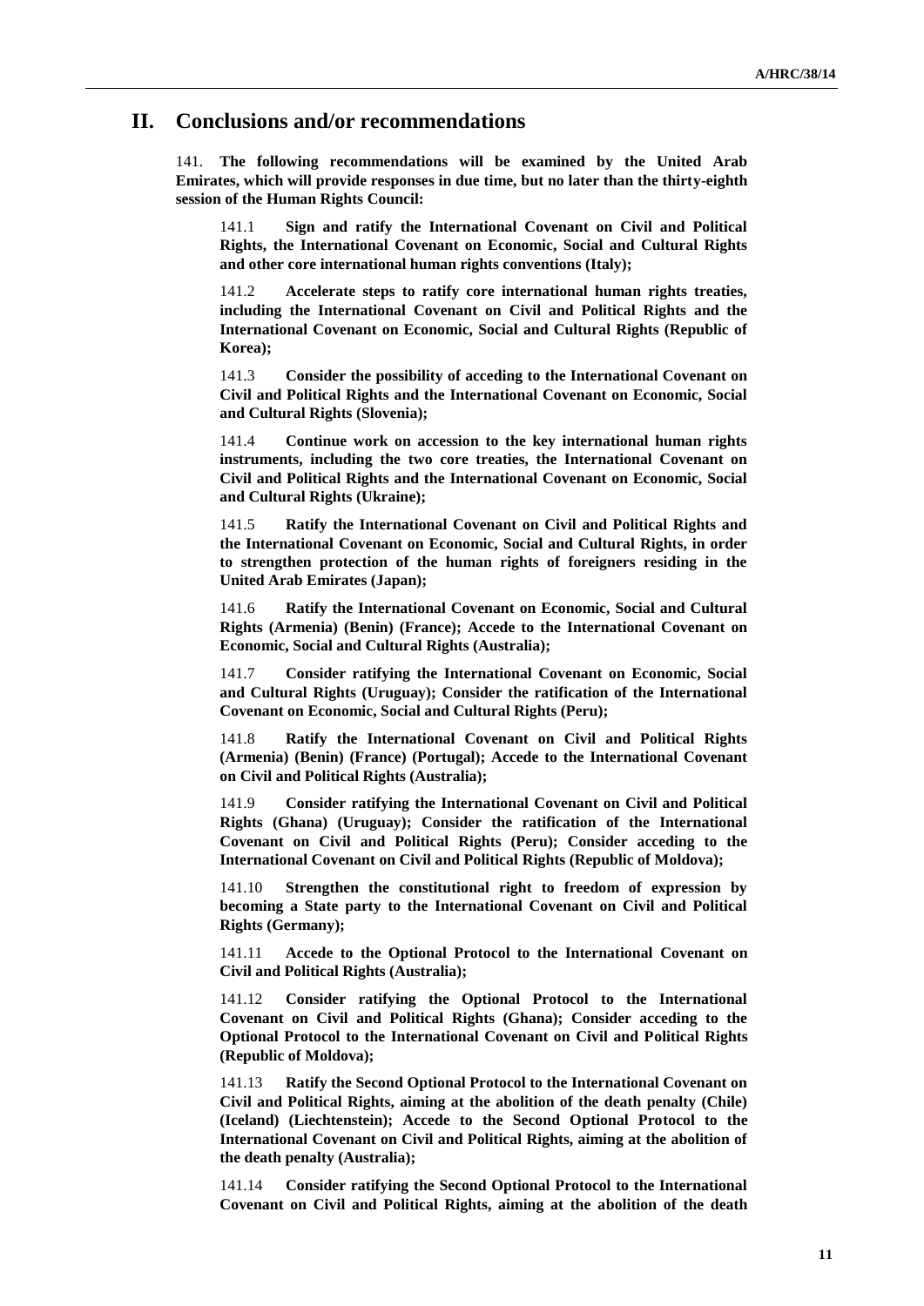## II. Conclusions and/or recommendations

141. **The following recommendations will be examined by the United Arab Emirates, which will provide responses in due time, but no later than the thirty-eighth session of the Human Rights Council:**

141.1 **Sign and ratify the International Covenant on Civil and Political Rights, the International Covenant on Economic, Social and Cultural Rights and other core international human rights conventions (Italy);**

141.2 **Accelerate steps to ratify core international human rights treaties, including the International Covenant on Civil and Political Rights and the International Covenant on Economic, Social and Cultural Rights (Republic of Korea);**

141.3 **Consider the possibility of acceding to the International Covenant on Civil and Political Rights and the International Covenant on Economic, Social and Cultural Rights (Slovenia);**

141.4 **Continue work on accession to the key international human rights instruments, including the two core treaties, the International Covenant on Civil and Political Rights and the International Covenant on Economic, Social and Cultural Rights (Ukraine);**

141.5 **Ratify the International Covenant on Civil and Political Rights and the International Covenant on Economic, Social and Cultural Rights, in order to strengthen protection of the human rights of foreigners residing in the United Arab Emirates (Japan);**

141.6 **Ratify the International Covenant on Economic, Social and Cultural Rights (Armenia) (Benin) (France); Accede to the International Covenant on Economic, Social and Cultural Rights (Australia);**

141.7 **Consider ratifying the International Covenant on Economic, Social and Cultural Rights (Uruguay); Consider the ratification of the International Covenant on Economic, Social and Cultural Rights (Peru);**

141.8 **Ratify the International Covenant on Civil and Political Rights (Armenia) (Benin) (France) (Portugal); Accede to the International Covenant on Civil and Political Rights (Australia);**

141.9 **Consider ratifying the International Covenant on Civil and Political Rights (Ghana) (Uruguay); Consider the ratification of the International Covenant on Civil and Political Rights (Peru); Consider acceding to the International Covenant on Civil and Political Rights (Republic of Moldova);**

141.10 **Strengthen the constitutional right to freedom of expression by becoming a State party to the International Covenant on Civil and Political Rights (Germany);**

141.11 **Accede to the Optional Protocol to the International Covenant on Civil and Political Rights (Australia);**

141.12 **Consider ratifying the Optional Protocol to the International Covenant on Civil and Political Rights (Ghana); Consider acceding to the Optional Protocol to the International Covenant on Civil and Political Rights (Republic of Moldova);**

141.13 **Ratify the Second Optional Protocol to the International Covenant on Civil and Political Rights, aiming at the abolition of the death penalty (Chile) (Iceland) (Liechtenstein); Accede to the Second Optional Protocol to the International Covenant on Civil and Political Rights, aiming at the abolition of the death penalty (Australia);**

141.14 **Consider ratifying the Second Optional Protocol to the International Covenant on Civil and Political Rights, aiming at the abolition of the death**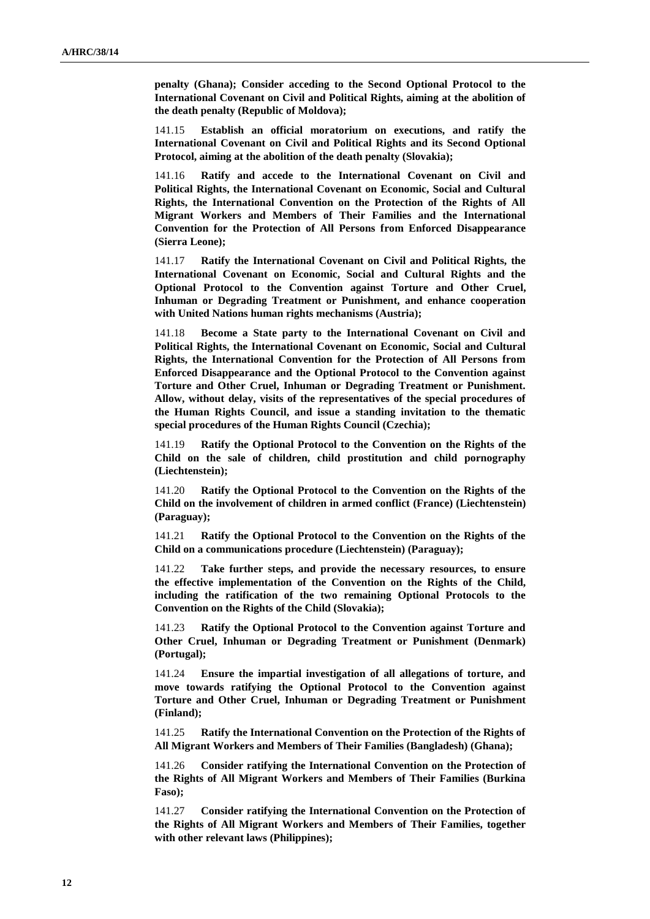**penalty (Ghana); Consider acceding to the Second Optional Protocol to the International Covenant on Civil and Political Rights, aiming at the abolition of the death penalty (Republic of Moldova);**

141.15 **Establish an official moratorium on executions, and ratify the International Covenant on Civil and Political Rights and its Second Optional Protocol, aiming at the abolition of the death penalty (Slovakia);**

141.16 **Ratify and accede to the International Covenant on Civil and Political Rights, the International Covenant on Economic, Social and Cultural Rights, the International Convention on the Protection of the Rights of All Migrant Workers and Members of Their Families and the International Convention for the Protection of All Persons from Enforced Disappearance (Sierra Leone);**

141.17 **Ratify the International Covenant on Civil and Political Rights, the International Covenant on Economic, Social and Cultural Rights and the Optional Protocol to the Convention against Torture and Other Cruel, Inhuman or Degrading Treatment or Punishment, and enhance cooperation with United Nations human rights mechanisms (Austria);**

141.18 **Become a State party to the International Covenant on Civil and Political Rights, the International Covenant on Economic, Social and Cultural Rights, the International Convention for the Protection of All Persons from Enforced Disappearance and the Optional Protocol to the Convention against Torture and Other Cruel, Inhuman or Degrading Treatment or Punishment. Allow, without delay, visits of the representatives of the special procedures of the Human Rights Council, and issue a standing invitation to the thematic special procedures of the Human Rights Council (Czechia);**

141.19 **Ratify the Optional Protocol to the Convention on the Rights of the Child on the sale of children, child prostitution and child pornography (Liechtenstein);**

141.20 **Ratify the Optional Protocol to the Convention on the Rights of the Child on the involvement of children in armed conflict (France) (Liechtenstein) (Paraguay);**

141.21 **Ratify the Optional Protocol to the Convention on the Rights of the Child on a communications procedure (Liechtenstein) (Paraguay);**

141.22 **Take further steps, and provide the necessary resources, to ensure the effective implementation of the Convention on the Rights of the Child, including the ratification of the two remaining Optional Protocols to the Convention on the Rights of the Child (Slovakia);**

141.23 **Ratify the Optional Protocol to the Convention against Torture and Other Cruel, Inhuman or Degrading Treatment or Punishment (Denmark) (Portugal);**

141.24 **Ensure the impartial investigation of all allegations of torture, and move towards ratifying the Optional Protocol to the Convention against Torture and Other Cruel, Inhuman or Degrading Treatment or Punishment (Finland);**

141.25 **Ratify the International Convention on the Protection of the Rights of All Migrant Workers and Members of Their Families (Bangladesh) (Ghana);**

141.26 **Consider ratifying the International Convention on the Protection of the Rights of All Migrant Workers and Members of Their Families (Burkina Faso);**

141.27 **Consider ratifying the International Convention on the Protection of the Rights of All Migrant Workers and Members of Their Families, together with other relevant laws (Philippines);**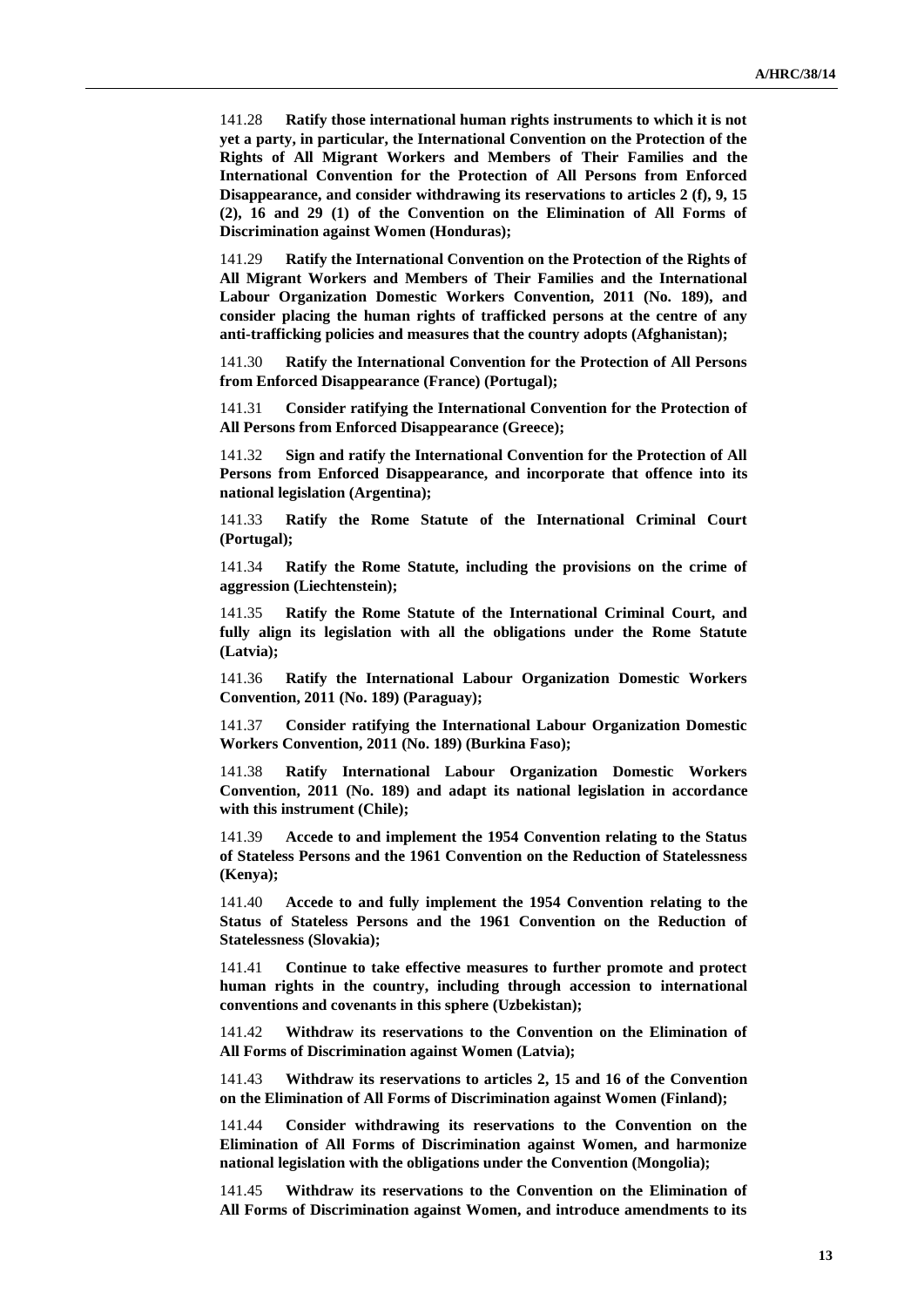141.28 **Ratify those international human rights instruments to which it is not yet a party, in particular, the International Convention on the Protection of the Rights of All Migrant Workers and Members of Their Families and the International Convention for the Protection of All Persons from Enforced Disappearance, and consider withdrawing its reservations to articles 2 (f), 9, 15 (2), 16 and 29 (1) of the Convention on the Elimination of All Forms of Discrimination against Women (Honduras);**

141.29 **Ratify the International Convention on the Protection of the Rights of All Migrant Workers and Members of Their Families and the International Labour Organization Domestic Workers Convention, 2011 (No. 189), and consider placing the human rights of trafficked persons at the centre of any anti-trafficking policies and measures that the country adopts (Afghanistan);**

141.30 **Ratify the International Convention for the Protection of All Persons from Enforced Disappearance (France) (Portugal);**

141.31 **Consider ratifying the International Convention for the Protection of All Persons from Enforced Disappearance (Greece);**

141.32 **Sign and ratify the International Convention for the Protection of All Persons from Enforced Disappearance, and incorporate that offence into its national legislation (Argentina);**

141.33 **Ratify the Rome Statute of the International Criminal Court (Portugal);**

141.34 **Ratify the Rome Statute, including the provisions on the crime of aggression (Liechtenstein);**

141.35 **Ratify the Rome Statute of the International Criminal Court, and fully align its legislation with all the obligations under the Rome Statute (Latvia);**

141.36 **Ratify the International Labour Organization Domestic Workers Convention, 2011 (No. 189) (Paraguay);**

141.37 **Consider ratifying the International Labour Organization Domestic Workers Convention, 2011 (No. 189) (Burkina Faso);**

141.38 **Ratify International Labour Organization Domestic Workers Convention, 2011 (No. 189) and adapt its national legislation in accordance with this instrument (Chile);**

141.39 **Accede to and implement the 1954 Convention relating to the Status of Stateless Persons and the 1961 Convention on the Reduction of Statelessness (Kenya);**

141.40 **Accede to and fully implement the 1954 Convention relating to the Status of Stateless Persons and the 1961 Convention on the Reduction of Statelessness (Slovakia);**

141.41 **Continue to take effective measures to further promote and protect human rights in the country, including through accession to international conventions and covenants in this sphere (Uzbekistan);**

141.42 **Withdraw its reservations to the Convention on the Elimination of All Forms of Discrimination against Women (Latvia);**

141.43 **Withdraw its reservations to articles 2, 15 and 16 of the Convention on the Elimination of All Forms of Discrimination against Women (Finland);**

141.44 **Consider withdrawing its reservations to the Convention on the Elimination of All Forms of Discrimination against Women, and harmonize national legislation with the obligations under the Convention (Mongolia);**

141.45 **Withdraw its reservations to the Convention on the Elimination of All Forms of Discrimination against Women, and introduce amendments to its**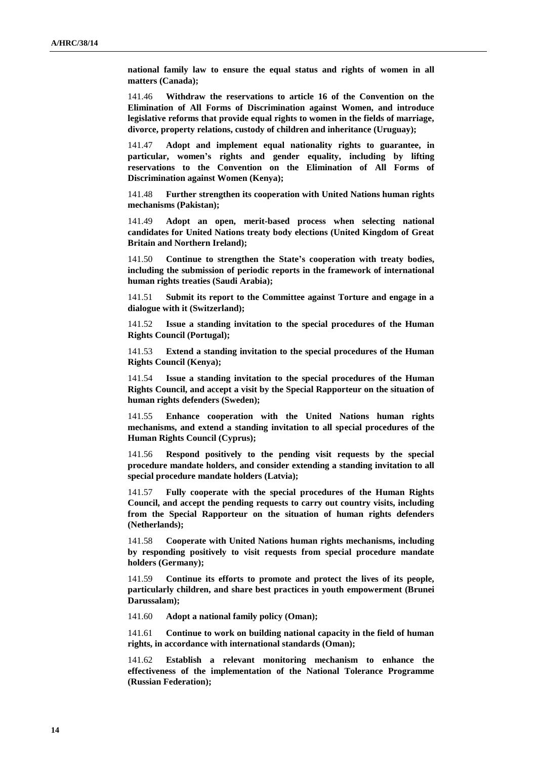**national family law to ensure the equal status and rights of women in all matters (Canada);**

141.46 **Withdraw the reservations to article 16 of the Convention on the Elimination of All Forms of Discrimination against Women, and introduce legislative reforms that provide equal rights to women in the fields of marriage, divorce, property relations, custody of children and inheritance (Uruguay);**

141.47 **Adopt and implement equal nationality rights to guarantee, in particular, women's rights and gender equality, including by lifting reservations to the Convention on the Elimination of All Forms of Discrimination against Women (Kenya);**

141.48 **Further strengthen its cooperation with United Nations human rights mechanisms (Pakistan);**

141.49 **Adopt an open, merit-based process when selecting national candidates for United Nations treaty body elections (United Kingdom of Great Britain and Northern Ireland);**

141.50 **Continue to strengthen the State's cooperation with treaty bodies, including the submission of periodic reports in the framework of international human rights treaties (Saudi Arabia);**

141.51 **Submit its report to the Committee against Torture and engage in a dialogue with it (Switzerland);**

141.52 **Issue a standing invitation to the special procedures of the Human Rights Council (Portugal);**

141.53 **Extend a standing invitation to the special procedures of the Human Rights Council (Kenya);**

141.54 **Issue a standing invitation to the special procedures of the Human Rights Council, and accept a visit by the Special Rapporteur on the situation of human rights defenders (Sweden);**

141.55 **Enhance cooperation with the United Nations human rights mechanisms, and extend a standing invitation to all special procedures of the Human Rights Council (Cyprus);**

141.56 **Respond positively to the pending visit requests by the special procedure mandate holders, and consider extending a standing invitation to all special procedure mandate holders (Latvia);**

141.57 **Fully cooperate with the special procedures of the Human Rights Council, and accept the pending requests to carry out country visits, including from the Special Rapporteur on the situation of human rights defenders (Netherlands);**

141.58 **Cooperate with United Nations human rights mechanisms, including by responding positively to visit requests from special procedure mandate holders (Germany);**

141.59 **Continue its efforts to promote and protect the lives of its people, particularly children, and share best practices in youth empowerment (Brunei Darussalam);**

141.60 **Adopt a national family policy (Oman);**

141.61 **Continue to work on building national capacity in the field of human rights, in accordance with international standards (Oman);**

141.62 **Establish a relevant monitoring mechanism to enhance the effectiveness of the implementation of the National Tolerance Programme (Russian Federation);**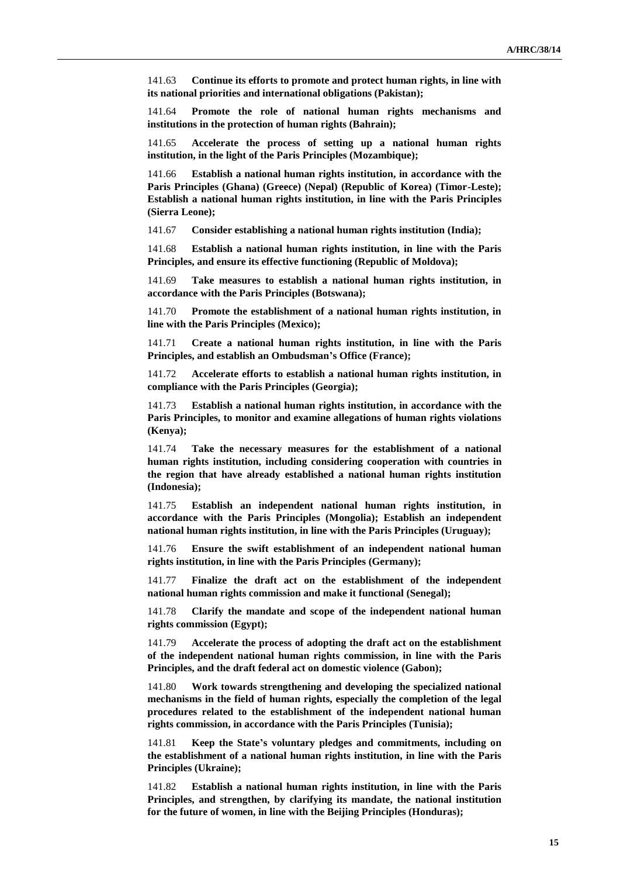141.63 **Continue its efforts to promote and protect human rights, in line with its national priorities and international obligations (Pakistan);**

141.64 **Promote the role of national human rights mechanisms and institutions in the protection of human rights (Bahrain);**

141.65 **Accelerate the process of setting up a national human rights institution, in the light of the Paris Principles (Mozambique);**

141.66 **Establish a national human rights institution, in accordance with the Paris Principles (Ghana) (Greece) (Nepal) (Republic of Korea) (Timor-Leste); Establish a national human rights institution, in line with the Paris Principles (Sierra Leone);**

141.67 **Consider establishing a national human rights institution (India);**

141.68 **Establish a national human rights institution, in line with the Paris Principles, and ensure its effective functioning (Republic of Moldova);**

141.69 **Take measures to establish a national human rights institution, in accordance with the Paris Principles (Botswana);**

141.70 **Promote the establishment of a national human rights institution, in line with the Paris Principles (Mexico);**

141.71 **Create a national human rights institution, in line with the Paris Principles, and establish an Ombudsman's Office (France);**

141.72 **Accelerate efforts to establish a national human rights institution, in compliance with the Paris Principles (Georgia);**

141.73 **Establish a national human rights institution, in accordance with the Paris Principles, to monitor and examine allegations of human rights violations (Kenya);**

141.74 **Take the necessary measures for the establishment of a national human rights institution, including considering cooperation with countries in the region that have already established a national human rights institution (Indonesia);**

141.75 **Establish an independent national human rights institution, in accordance with the Paris Principles (Mongolia); Establish an independent national human rights institution, in line with the Paris Principles (Uruguay);**

141.76 **Ensure the swift establishment of an independent national human rights institution, in line with the Paris Principles (Germany);**

141.77 **Finalize the draft act on the establishment of the independent national human rights commission and make it functional (Senegal);**

141.78 **Clarify the mandate and scope of the independent national human rights commission (Egypt);**

141.79 **Accelerate the process of adopting the draft act on the establishment of the independent national human rights commission, in line with the Paris Principles, and the draft federal act on domestic violence (Gabon);**

141.80 **Work towards strengthening and developing the specialized national mechanisms in the field of human rights, especially the completion of the legal procedures related to the establishment of the independent national human rights commission, in accordance with the Paris Principles (Tunisia);**

141.81 **Keep the State's voluntary pledges and commitments, including on the establishment of a national human rights institution, in line with the Paris Principles (Ukraine);**

141.82 **Establish a national human rights institution, in line with the Paris Principles, and strengthen, by clarifying its mandate, the national institution for the future of women, in line with the Beijing Principles (Honduras);**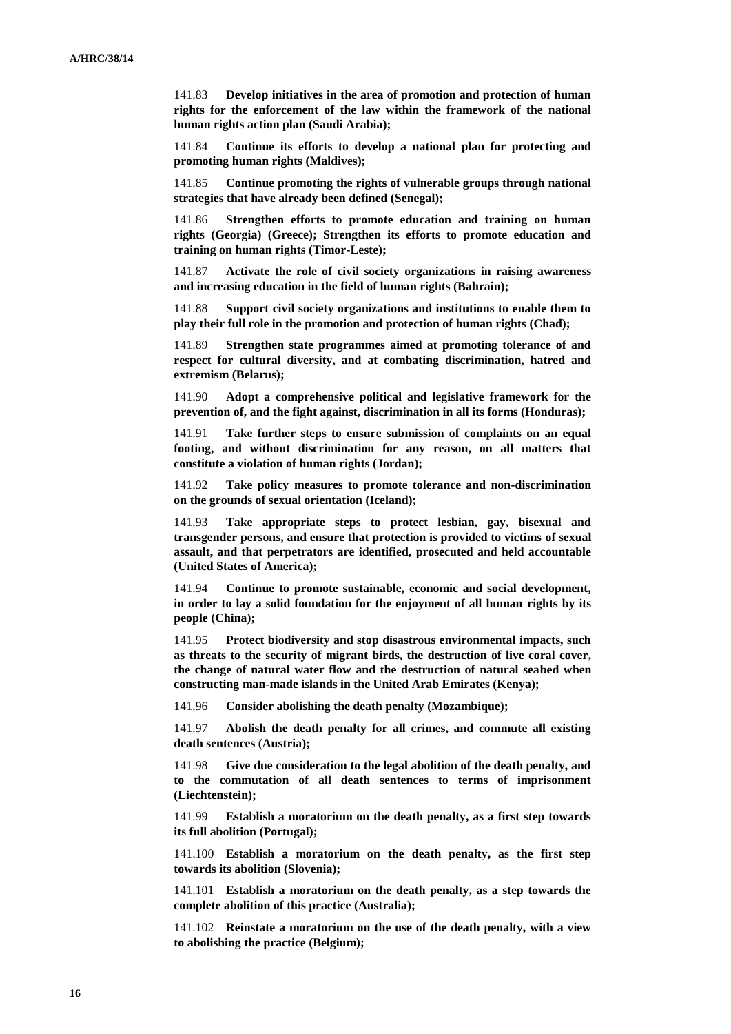141.83 **Develop initiatives in the area of promotion and protection of human rights for the enforcement of the law within the framework of the national human rights action plan (Saudi Arabia);**

141.84 **Continue its efforts to develop a national plan for protecting and promoting human rights (Maldives);**

141.85 **Continue promoting the rights of vulnerable groups through national strategies that have already been defined (Senegal);**

141.86 **Strengthen efforts to promote education and training on human rights (Georgia) (Greece); Strengthen its efforts to promote education and training on human rights (Timor-Leste);**

141.87 **Activate the role of civil society organizations in raising awareness and increasing education in the field of human rights (Bahrain);**

141.88 **Support civil society organizations and institutions to enable them to play their full role in the promotion and protection of human rights (Chad);**

141.89 **Strengthen state programmes aimed at promoting tolerance of and respect for cultural diversity, and at combating discrimination, hatred and extremism (Belarus);**

141.90 **Adopt a comprehensive political and legislative framework for the prevention of, and the fight against, discrimination in all its forms (Honduras);**

141.91 **Take further steps to ensure submission of complaints on an equal footing, and without discrimination for any reason, on all matters that constitute a violation of human rights (Jordan);**

141.92 **Take policy measures to promote tolerance and non-discrimination on the grounds of sexual orientation (Iceland);**

141.93 **Take appropriate steps to protect lesbian, gay, bisexual and transgender persons, and ensure that protection is provided to victims of sexual assault, and that perpetrators are identified, prosecuted and held accountable (United States of America);**

141.94 **Continue to promote sustainable, economic and social development, in order to lay a solid foundation for the enjoyment of all human rights by its people (China);**

141.95 **Protect biodiversity and stop disastrous environmental impacts, such as threats to the security of migrant birds, the destruction of live coral cover, the change of natural water flow and the destruction of natural seabed when constructing man-made islands in the United Arab Emirates (Kenya);**

141.96 **Consider abolishing the death penalty (Mozambique);**

141.97 **Abolish the death penalty for all crimes, and commute all existing death sentences (Austria);**

141.98 **Give due consideration to the legal abolition of the death penalty, and to the commutation of all death sentences to terms of imprisonment (Liechtenstein);**

141.99 **Establish a moratorium on the death penalty, as a first step towards its full abolition (Portugal);**

141.100 **Establish a moratorium on the death penalty, as the first step towards its abolition (Slovenia);**

141.101 **Establish a moratorium on the death penalty, as a step towards the complete abolition of this practice (Australia);**

141.102 **Reinstate a moratorium on the use of the death penalty, with a view to abolishing the practice (Belgium);**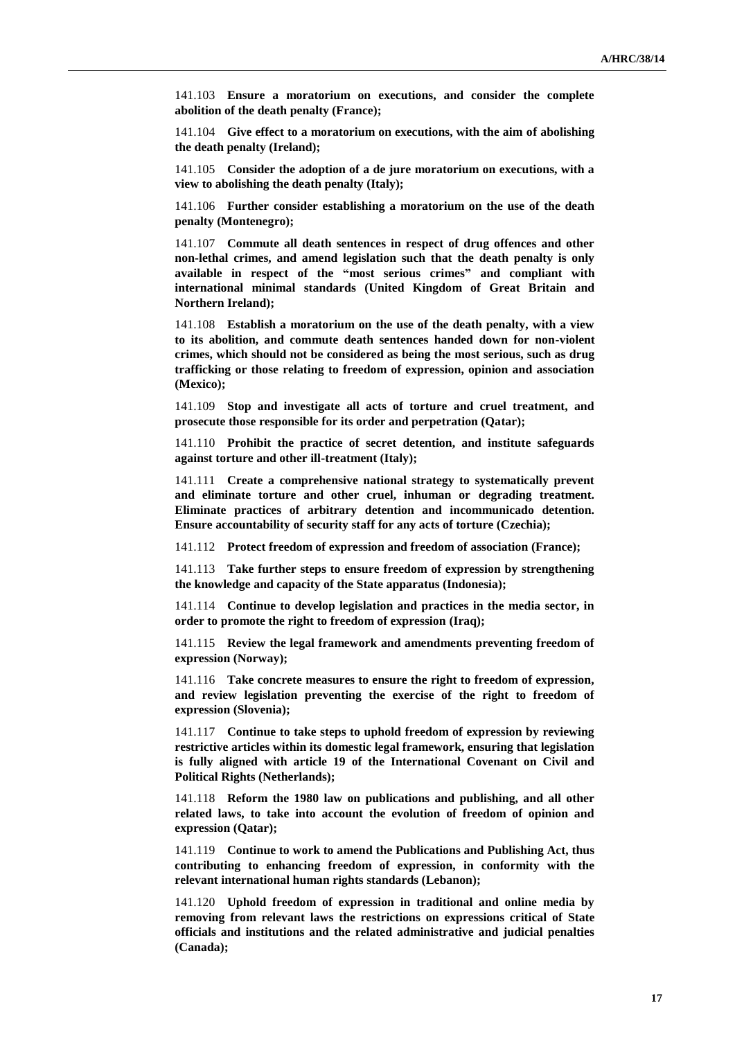141.103 **Ensure a moratorium on executions, and consider the complete abolition of the death penalty (France);**

141.104 **Give effect to a moratorium on executions, with the aim of abolishing the death penalty (Ireland);**

141.105 **Consider the adoption of a de jure moratorium on executions, with a view to abolishing the death penalty (Italy);**

141.106 **Further consider establishing a moratorium on the use of the death penalty (Montenegro);**

141.107 **Commute all death sentences in respect of drug offences and other non-lethal crimes, and amend legislation such that the death penalty is only available in respect of the "most serious crimes" and compliant with international minimal standards (United Kingdom of Great Britain and Northern Ireland);**

141.108 **Establish a moratorium on the use of the death penalty, with a view to its abolition, and commute death sentences handed down for non-violent crimes, which should not be considered as being the most serious, such as drug trafficking or those relating to freedom of expression, opinion and association (Mexico);**

141.109 **Stop and investigate all acts of torture and cruel treatment, and prosecute those responsible for its order and perpetration (Qatar);**

141.110 **Prohibit the practice of secret detention, and institute safeguards against torture and other ill-treatment (Italy);**

141.111 **Create a comprehensive national strategy to systematically prevent and eliminate torture and other cruel, inhuman or degrading treatment. Eliminate practices of arbitrary detention and incommunicado detention. Ensure accountability of security staff for any acts of torture (Czechia);**

141.112 **Protect freedom of expression and freedom of association (France);**

141.113 **Take further steps to ensure freedom of expression by strengthening the knowledge and capacity of the State apparatus (Indonesia);**

141.114 **Continue to develop legislation and practices in the media sector, in order to promote the right to freedom of expression (Iraq);**

141.115 **Review the legal framework and amendments preventing freedom of expression (Norway);**

141.116 **Take concrete measures to ensure the right to freedom of expression, and review legislation preventing the exercise of the right to freedom of expression (Slovenia);**

141.117 **Continue to take steps to uphold freedom of expression by reviewing restrictive articles within its domestic legal framework, ensuring that legislation is fully aligned with article 19 of the International Covenant on Civil and Political Rights (Netherlands);**

141.118 **Reform the 1980 law on publications and publishing, and all other related laws, to take into account the evolution of freedom of opinion and expression (Qatar);**

141.119 **Continue to work to amend the Publications and Publishing Act, thus contributing to enhancing freedom of expression, in conformity with the relevant international human rights standards (Lebanon);**

141.120 **Uphold freedom of expression in traditional and online media by removing from relevant laws the restrictions on expressions critical of State officials and institutions and the related administrative and judicial penalties (Canada);**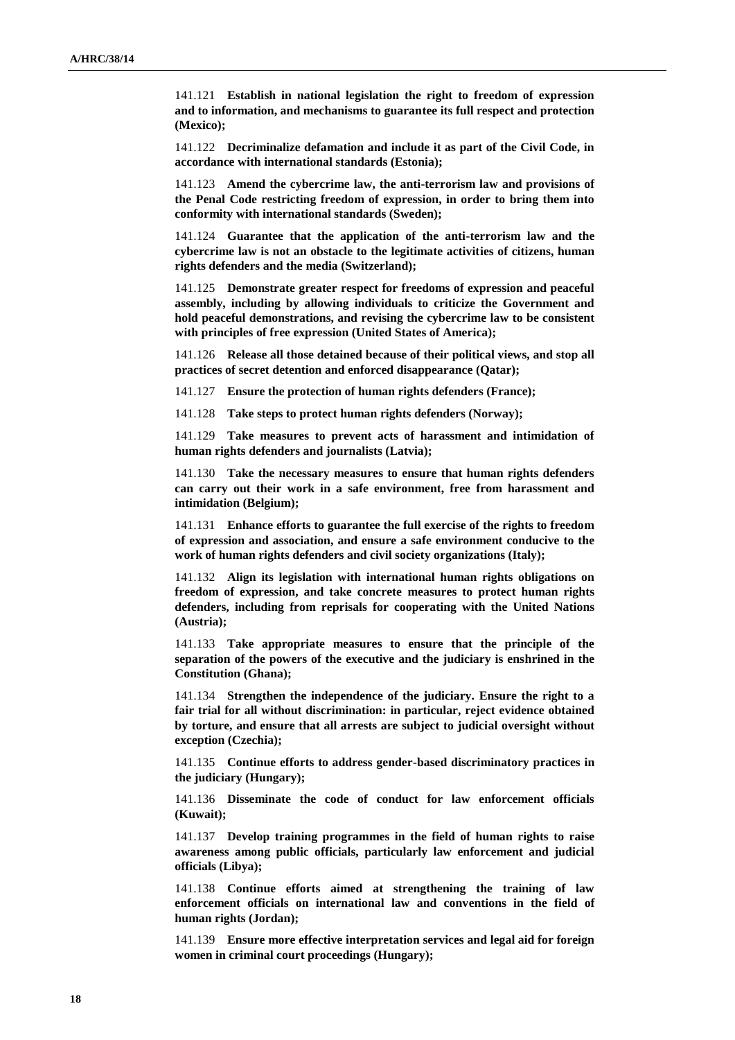141.121 **Establish in national legislation the right to freedom of expression and to information, and mechanisms to guarantee its full respect and protection (Mexico);**

141.122 **Decriminalize defamation and include it as part of the Civil Code, in accordance with international standards (Estonia);**

141.123 **Amend the cybercrime law, the anti-terrorism law and provisions of the Penal Code restricting freedom of expression, in order to bring them into conformity with international standards (Sweden);**

141.124 **Guarantee that the application of the anti-terrorism law and the cybercrime law is not an obstacle to the legitimate activities of citizens, human rights defenders and the media (Switzerland);**

141.125 **Demonstrate greater respect for freedoms of expression and peaceful assembly, including by allowing individuals to criticize the Government and hold peaceful demonstrations, and revising the cybercrime law to be consistent with principles of free expression (United States of America);**

141.126 **Release all those detained because of their political views, and stop all practices of secret detention and enforced disappearance (Qatar);**

141.127 **Ensure the protection of human rights defenders (France);**

141.128 **Take steps to protect human rights defenders (Norway);**

141.129 **Take measures to prevent acts of harassment and intimidation of human rights defenders and journalists (Latvia);**

141.130 **Take the necessary measures to ensure that human rights defenders can carry out their work in a safe environment, free from harassment and intimidation (Belgium);**

141.131 **Enhance efforts to guarantee the full exercise of the rights to freedom of expression and association, and ensure a safe environment conducive to the work of human rights defenders and civil society organizations (Italy);**

141.132 **Align its legislation with international human rights obligations on freedom of expression, and take concrete measures to protect human rights defenders, including from reprisals for cooperating with the United Nations (Austria);**

141.133 **Take appropriate measures to ensure that the principle of the separation of the powers of the executive and the judiciary is enshrined in the Constitution (Ghana);**

141.134 **Strengthen the independence of the judiciary. Ensure the right to a fair trial for all without discrimination: in particular, reject evidence obtained by torture, and ensure that all arrests are subject to judicial oversight without exception (Czechia);**

141.135 **Continue efforts to address gender-based discriminatory practices in the judiciary (Hungary);**

141.136 **Disseminate the code of conduct for law enforcement officials (Kuwait);**

141.137 **Develop training programmes in the field of human rights to raise awareness among public officials, particularly law enforcement and judicial officials (Libya);**

141.138 **Continue efforts aimed at strengthening the training of law enforcement officials on international law and conventions in the field of human rights (Jordan);**

141.139 **Ensure more effective interpretation services and legal aid for foreign women in criminal court proceedings (Hungary);**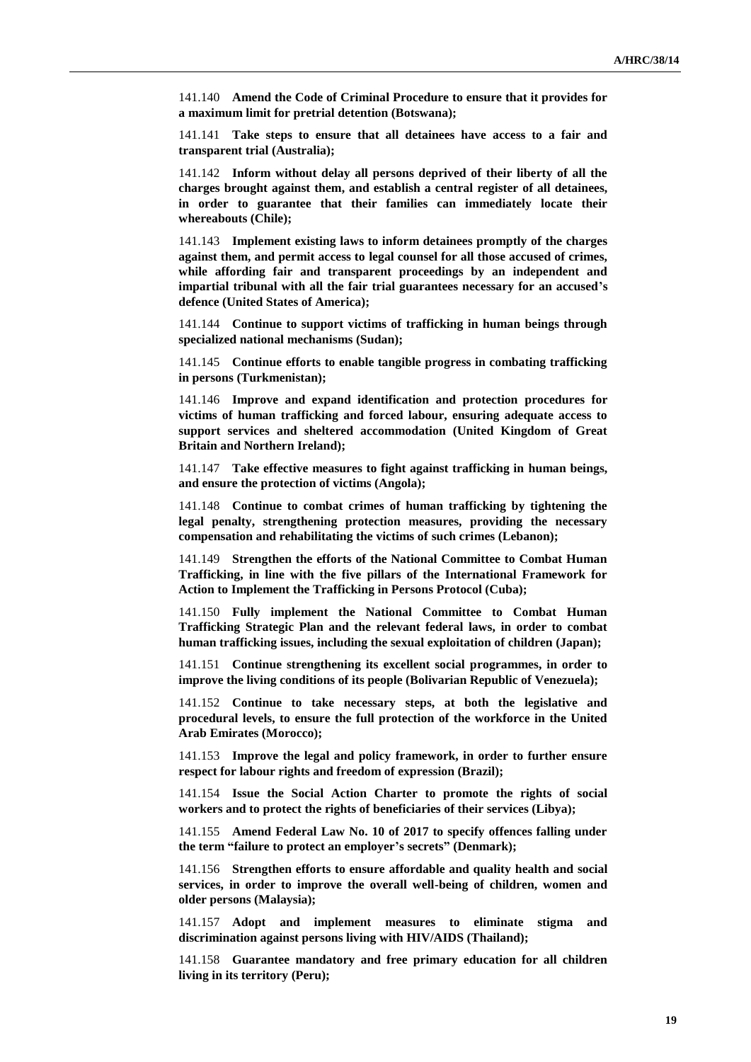141.140 **Amend the Code of Criminal Procedure to ensure that it provides for a maximum limit for pretrial detention (Botswana);**

141.141 **Take steps to ensure that all detainees have access to a fair and transparent trial (Australia);**

141.142 **Inform without delay all persons deprived of their liberty of all the charges brought against them, and establish a central register of all detainees, in order to guarantee that their families can immediately locate their whereabouts (Chile);**

141.143 **Implement existing laws to inform detainees promptly of the charges against them, and permit access to legal counsel for all those accused of crimes, while affording fair and transparent proceedings by an independent and impartial tribunal with all the fair trial guarantees necessary for an accused's defence (United States of America);**

141.144 **Continue to support victims of trafficking in human beings through specialized national mechanisms (Sudan);**

141.145 **Continue efforts to enable tangible progress in combating trafficking in persons (Turkmenistan);**

141.146 **Improve and expand identification and protection procedures for victims of human trafficking and forced labour, ensuring adequate access to support services and sheltered accommodation (United Kingdom of Great Britain and Northern Ireland);**

141.147 **Take effective measures to fight against trafficking in human beings, and ensure the protection of victims (Angola);**

141.148 **Continue to combat crimes of human trafficking by tightening the legal penalty, strengthening protection measures, providing the necessary compensation and rehabilitating the victims of such crimes (Lebanon);**

141.149 **Strengthen the efforts of the National Committee to Combat Human Trafficking, in line with the five pillars of the International Framework for Action to Implement the Trafficking in Persons Protocol (Cuba);**

141.150 **Fully implement the National Committee to Combat Human Trafficking Strategic Plan and the relevant federal laws, in order to combat human trafficking issues, including the sexual exploitation of children (Japan);**

141.151 **Continue strengthening its excellent social programmes, in order to improve the living conditions of its people (Bolivarian Republic of Venezuela);**

141.152 **Continue to take necessary steps, at both the legislative and procedural levels, to ensure the full protection of the workforce in the United Arab Emirates (Morocco);**

141.153 **Improve the legal and policy framework, in order to further ensure respect for labour rights and freedom of expression (Brazil);**

141.154 **Issue the Social Action Charter to promote the rights of social workers and to protect the rights of beneficiaries of their services (Libya);**

141.155 **Amend Federal Law No. 10 of 2017 to specify offences falling under the term "failure to protect an employer's secrets" (Denmark);**

141.156 **Strengthen efforts to ensure affordable and quality health and social services, in order to improve the overall well-being of children, women and older persons (Malaysia);**

141.157 **Adopt and implement measures to eliminate stigma and discrimination against persons living with HIV/AIDS (Thailand);**

141.158 **Guarantee mandatory and free primary education for all children living in its territory (Peru);**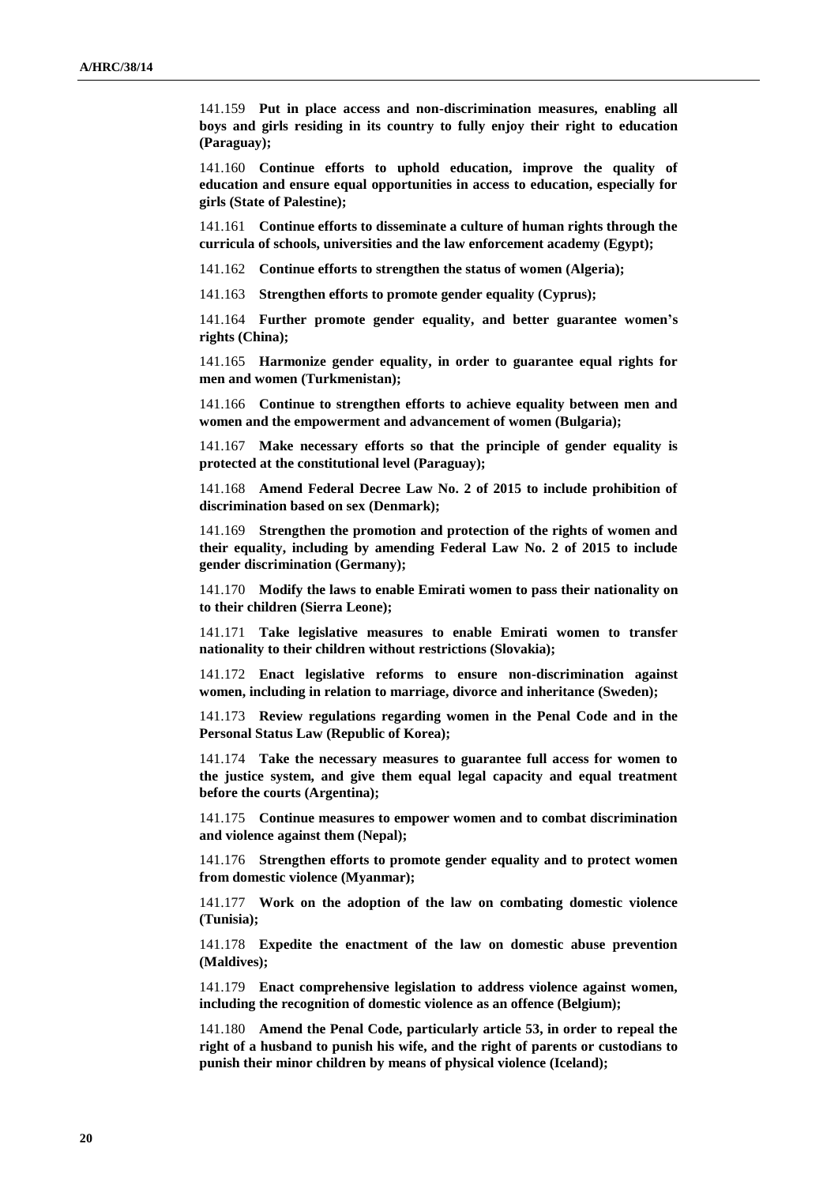141.159 **Put in place access and non-discrimination measures, enabling all boys and girls residing in its country to fully enjoy their right to education (Paraguay);**

141.160 **Continue efforts to uphold education, improve the quality of education and ensure equal opportunities in access to education, especially for girls (State of Palestine);**

141.161 **Continue efforts to disseminate a culture of human rights through the curricula of schools, universities and the law enforcement academy (Egypt);**

141.162 **Continue efforts to strengthen the status of women (Algeria);**

141.163 **Strengthen efforts to promote gender equality (Cyprus);**

141.164 **Further promote gender equality, and better guarantee women's rights (China);**

141.165 **Harmonize gender equality, in order to guarantee equal rights for men and women (Turkmenistan);**

141.166 **Continue to strengthen efforts to achieve equality between men and women and the empowerment and advancement of women (Bulgaria);**

141.167 **Make necessary efforts so that the principle of gender equality is protected at the constitutional level (Paraguay);**

141.168 **Amend Federal Decree Law No. 2 of 2015 to include prohibition of discrimination based on sex (Denmark);**

141.169 **Strengthen the promotion and protection of the rights of women and their equality, including by amending Federal Law No. 2 of 2015 to include gender discrimination (Germany);**

141.170 **Modify the laws to enable Emirati women to pass their nationality on to their children (Sierra Leone);**

141.171 **Take legislative measures to enable Emirati women to transfer nationality to their children without restrictions (Slovakia);**

141.172 **Enact legislative reforms to ensure non-discrimination against women, including in relation to marriage, divorce and inheritance (Sweden);**

141.173 **Review regulations regarding women in the Penal Code and in the Personal Status Law (Republic of Korea);**

141.174 **Take the necessary measures to guarantee full access for women to the justice system, and give them equal legal capacity and equal treatment before the courts (Argentina);**

141.175 **Continue measures to empower women and to combat discrimination and violence against them (Nepal);**

141.176 **Strengthen efforts to promote gender equality and to protect women from domestic violence (Myanmar);**

141.177 **Work on the adoption of the law on combating domestic violence (Tunisia);**

141.178 **Expedite the enactment of the law on domestic abuse prevention (Maldives);**

141.179 **Enact comprehensive legislation to address violence against women, including the recognition of domestic violence as an offence (Belgium);**

141.180 **Amend the Penal Code, particularly article 53, in order to repeal the right of a husband to punish his wife, and the right of parents or custodians to punish their minor children by means of physical violence (Iceland);**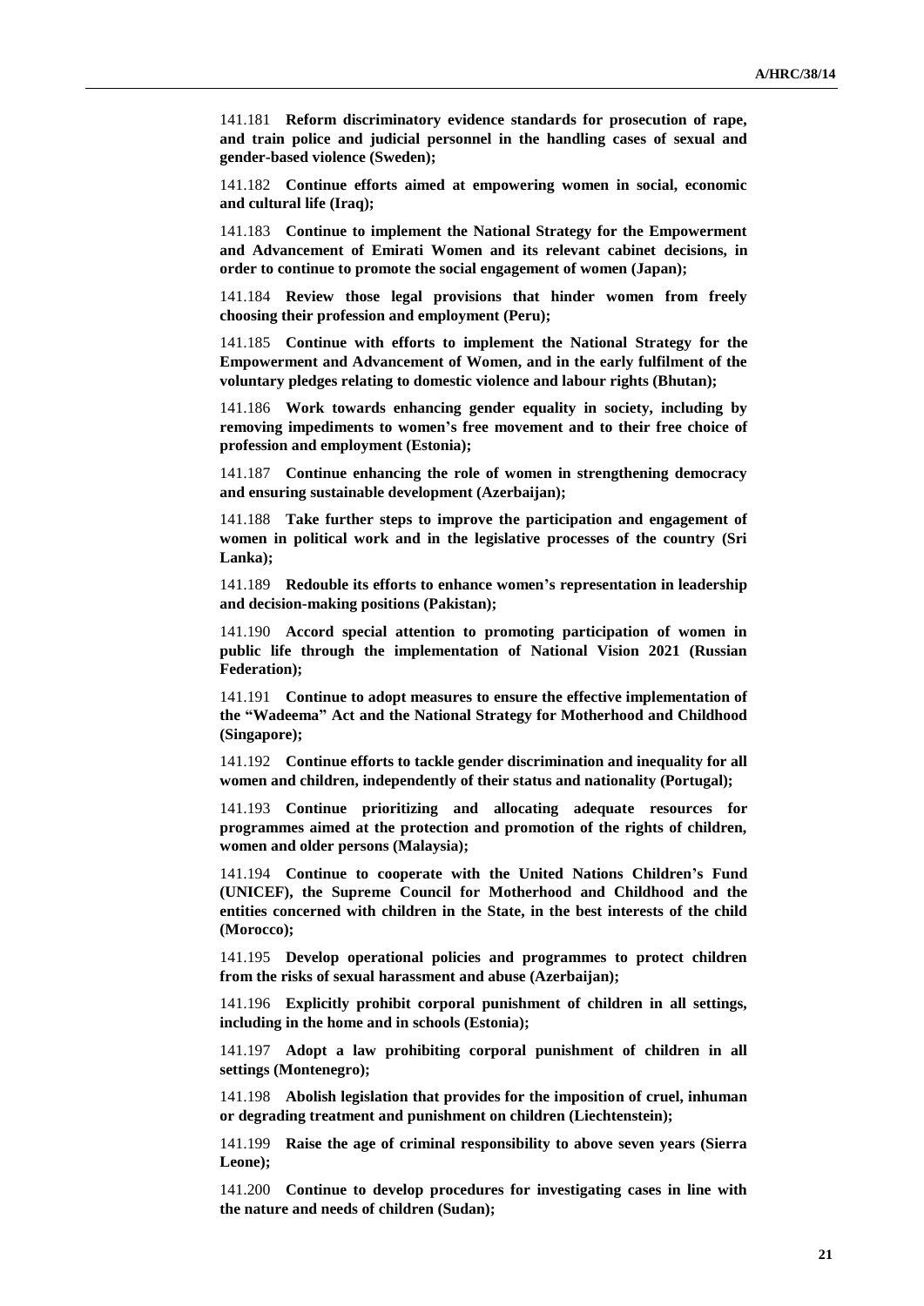141.181 **Reform discriminatory evidence standards for prosecution of rape, and train police and judicial personnel in the handling cases of sexual and gender-based violence (Sweden);**

141.182 **Continue efforts aimed at empowering women in social, economic and cultural life (Iraq);**

141.183 **Continue to implement the National Strategy for the Empowerment and Advancement of Emirati Women and its relevant cabinet decisions, in order to continue to promote the social engagement of women (Japan);**

141.184 **Review those legal provisions that hinder women from freely choosing their profession and employment (Peru);**

141.185 **Continue with efforts to implement the National Strategy for the Empowerment and Advancement of Women, and in the early fulfilment of the voluntary pledges relating to domestic violence and labour rights (Bhutan);**

141.186 **Work towards enhancing gender equality in society, including by removing impediments to women's free movement and to their free choice of profession and employment (Estonia);**

141.187 **Continue enhancing the role of women in strengthening democracy and ensuring sustainable development (Azerbaijan);**

141.188 **Take further steps to improve the participation and engagement of women in political work and in the legislative processes of the country (Sri Lanka);**

141.189 **Redouble its efforts to enhance women's representation in leadership and decision-making positions (Pakistan);**

141.190 **Accord special attention to promoting participation of women in public life through the implementation of National Vision 2021 (Russian Federation);**

141.191 **Continue to adopt measures to ensure the effective implementation of the "Wadeema" Act and the National Strategy for Motherhood and Childhood (Singapore);**

141.192 **Continue efforts to tackle gender discrimination and inequality for all women and children, independently of their status and nationality (Portugal);**

141.193 **Continue prioritizing and allocating adequate resources for programmes aimed at the protection and promotion of the rights of children, women and older persons (Malaysia);**

141.194 **Continue to cooperate with the United Nations Children's Fund (UNICEF), the Supreme Council for Motherhood and Childhood and the entities concerned with children in the State, in the best interests of the child (Morocco);**

141.195 **Develop operational policies and programmes to protect children from the risks of sexual harassment and abuse (Azerbaijan);**

141.196 **Explicitly prohibit corporal punishment of children in all settings, including in the home and in schools (Estonia);**

141.197 **Adopt a law prohibiting corporal punishment of children in all settings (Montenegro);**

141.198 **Abolish legislation that provides for the imposition of cruel, inhuman or degrading treatment and punishment on children (Liechtenstein);**

141.199 **Raise the age of criminal responsibility to above seven years (Sierra Leone);**

141.200 **Continue to develop procedures for investigating cases in line with the nature and needs of children (Sudan);**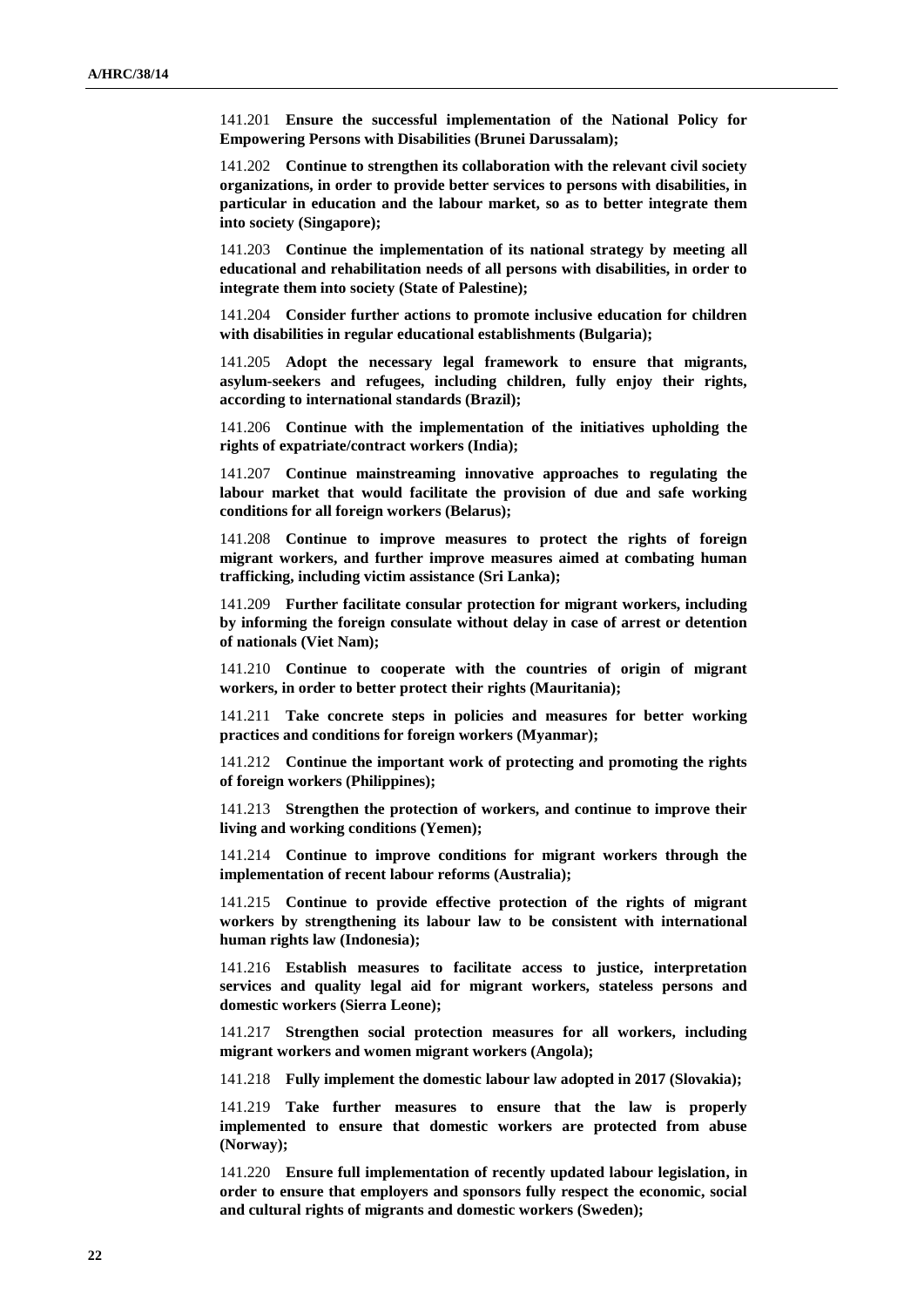141.201 **Ensure the successful implementation of the National Policy for Empowering Persons with Disabilities (Brunei Darussalam);**

141.202 **Continue to strengthen its collaboration with the relevant civil society organizations, in order to provide better services to persons with disabilities, in particular in education and the labour market, so as to better integrate them into society (Singapore);**

141.203 **Continue the implementation of its national strategy by meeting all educational and rehabilitation needs of all persons with disabilities, in order to integrate them into society (State of Palestine);**

141.204 **Consider further actions to promote inclusive education for children with disabilities in regular educational establishments (Bulgaria);**

141.205 **Adopt the necessary legal framework to ensure that migrants, asylum-seekers and refugees, including children, fully enjoy their rights, according to international standards (Brazil);**

141.206 **Continue with the implementation of the initiatives upholding the rights of expatriate/contract workers (India);**

141.207 **Continue mainstreaming innovative approaches to regulating the labour market that would facilitate the provision of due and safe working conditions for all foreign workers (Belarus);**

141.208 **Continue to improve measures to protect the rights of foreign migrant workers, and further improve measures aimed at combating human trafficking, including victim assistance (Sri Lanka);**

141.209 **Further facilitate consular protection for migrant workers, including by informing the foreign consulate without delay in case of arrest or detention of nationals (Viet Nam);**

141.210 **Continue to cooperate with the countries of origin of migrant workers, in order to better protect their rights (Mauritania);**

141.211 **Take concrete steps in policies and measures for better working practices and conditions for foreign workers (Myanmar);**

141.212 **Continue the important work of protecting and promoting the rights of foreign workers (Philippines);**

141.213 **Strengthen the protection of workers, and continue to improve their living and working conditions (Yemen);**

141.214 **Continue to improve conditions for migrant workers through the implementation of recent labour reforms (Australia);**

141.215 **Continue to provide effective protection of the rights of migrant workers by strengthening its labour law to be consistent with international human rights law (Indonesia);**

141.216 **Establish measures to facilitate access to justice, interpretation services and quality legal aid for migrant workers, stateless persons and domestic workers (Sierra Leone);**

141.217 **Strengthen social protection measures for all workers, including migrant workers and women migrant workers (Angola);**

141.218 **Fully implement the domestic labour law adopted in 2017 (Slovakia);**

141.219 **Take further measures to ensure that the law is properly implemented to ensure that domestic workers are protected from abuse (Norway);**

141.220 **Ensure full implementation of recently updated labour legislation, in order to ensure that employers and sponsors fully respect the economic, social and cultural rights of migrants and domestic workers (Sweden);**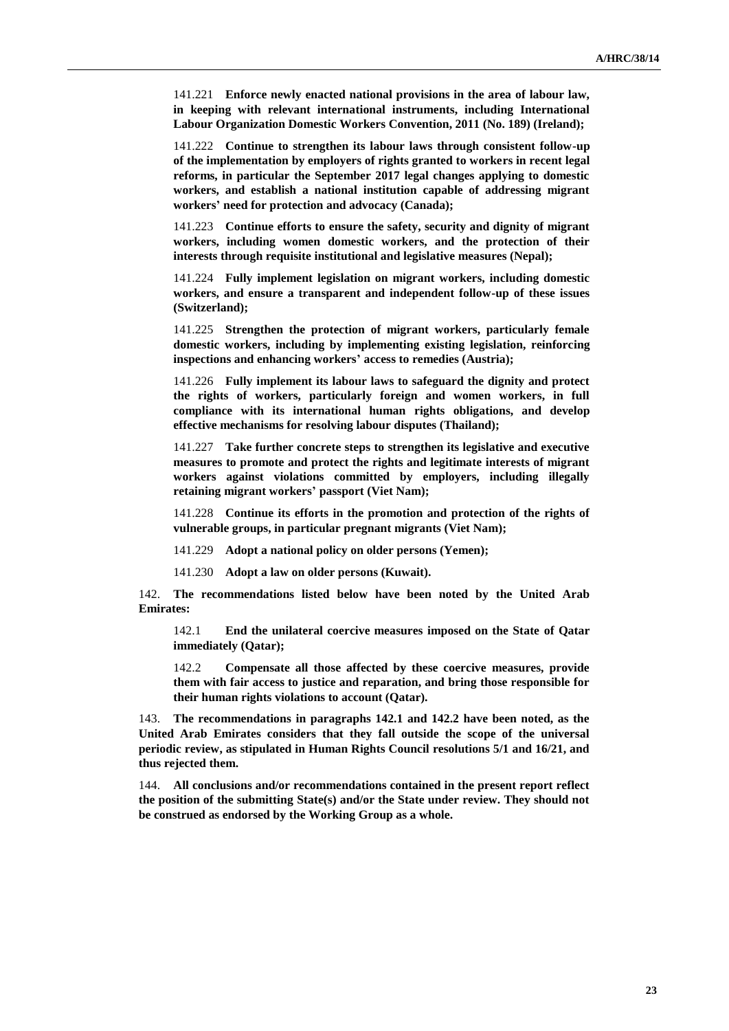141.221 **Enforce newly enacted national provisions in the area of labour law, in keeping with relevant international instruments, including International Labour Organization Domestic Workers Convention, 2011 (No. 189) (Ireland);**

141.222 **Continue to strengthen its labour laws through consistent follow-up of the implementation by employers of rights granted to workers in recent legal reforms, in particular the September 2017 legal changes applying to domestic workers, and establish a national institution capable of addressing migrant workers' need for protection and advocacy (Canada);**

141.223 **Continue efforts to ensure the safety, security and dignity of migrant workers, including women domestic workers, and the protection of their interests through requisite institutional and legislative measures (Nepal);**

141.224 **Fully implement legislation on migrant workers, including domestic workers, and ensure a transparent and independent follow-up of these issues (Switzerland);**

141.225 **Strengthen the protection of migrant workers, particularly female domestic workers, including by implementing existing legislation, reinforcing inspections and enhancing workers' access to remedies (Austria);**

141.226 **Fully implement its labour laws to safeguard the dignity and protect the rights of workers, particularly foreign and women workers, in full compliance with its international human rights obligations, and develop effective mechanisms for resolving labour disputes (Thailand);**

141.227 **Take further concrete steps to strengthen its legislative and executive measures to promote and protect the rights and legitimate interests of migrant workers against violations committed by employers, including illegally retaining migrant workers' passport (Viet Nam);**

141.228 **Continue its efforts in the promotion and protection of the rights of vulnerable groups, in particular pregnant migrants (Viet Nam);**

141.229 **Adopt a national policy on older persons (Yemen);**

141.230 **Adopt a law on older persons (Kuwait).**

142. **The recommendations listed below have been noted by the United Arab Emirates:**

142.1 **End the unilateral coercive measures imposed on the State of Qatar immediately (Qatar);**

142.2 **Compensate all those affected by these coercive measures, provide them with fair access to justice and reparation, and bring those responsible for their human rights violations to account (Qatar).**

143. **The recommendations in paragraphs 142.1 and 142.2 have been noted, as the United Arab Emirates considers that they fall outside the scope of the universal periodic review, as stipulated in Human Rights Council resolutions 5/1 and 16/21, and thus rejected them.**

144. **All conclusions and/or recommendations contained in the present report reflect the position of the submitting State(s) and/or the State under review. They should not be construed as endorsed by the Working Group as a whole.**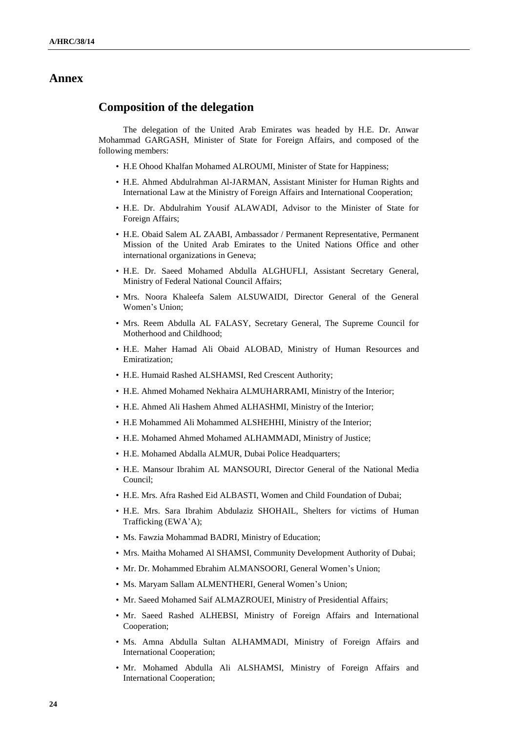# Annex

## Composition of the delegation

The delegation of the United Arab Emirates was headed by H.E. Dr. Anwar Mohammad GARGASH, Minister of State for Foreign Affairs, and composed of the following members:

- H.E Ohood Khalfan Mohamed ALROUMI, Minister of State for Happiness;
- H.E. Ahmed Abdulrahman Al-JARMAN, Assistant Minister for Human Rights and International Law at the Ministry of Foreign Affairs and International Cooperation;
- H.E. Dr. Abdulrahim Yousif ALAWADI, Advisor to the Minister of State for Foreign Affairs;
- H.E. Obaid Salem AL ZAABI, Ambassador / Permanent Representative, Permanent Mission of the United Arab Emirates to the United Nations Office and other international organizations in Geneva;
- H.E. Dr. Saeed Mohamed Abdulla ALGHUFLI, Assistant Secretary General, Ministry of Federal National Council Affairs;
- Mrs. Noora Khaleefa Salem ALSUWAIDI, Director General of the General Women's Union;
- Mrs. Reem Abdulla AL FALASY, Secretary General, The Supreme Council for Motherhood and Childhood;
- H.E. Maher Hamad Ali Obaid ALOBAD, Ministry of Human Resources and Emiratization;
- H.E. Humaid Rashed ALSHAMSI, Red Crescent Authority;
- H.E. Ahmed Mohamed Nekhaira ALMUHARRAMI, Ministry of the Interior;
- H.E. Ahmed Ali Hashem Ahmed ALHASHMI, Ministry of the Interior;
- H.E Mohammed Ali Mohammed ALSHEHHI, Ministry of the Interior;
- H.E. Mohamed Ahmed Mohamed ALHAMMADI, Ministry of Justice;
- H.E. Mohamed Abdalla ALMUR, Dubai Police Headquarters;
- H.E. Mansour Ibrahim AL MANSOURI, Director General of the National Media Council;
- H.E. Mrs. Afra Rashed Eid ALBASTI, Women and Child Foundation of Dubai;
- H.E. Mrs. Sara Ibrahim Abdulaziz SHOHAIL, Shelters for victims of Human Trafficking (EWA'A);
- Ms. Fawzia Mohammad BADRI, Ministry of Education;
- Mrs. Maitha Mohamed Al SHAMSI, Community Development Authority of Dubai;
- Mr. Dr. Mohammed Ebrahim ALMANSOORI, General Women's Union;
- Ms. Maryam Sallam ALMENTHERI, General Women's Union;
- Mr. Saeed Mohamed Saif ALMAZROUEI, Ministry of Presidential Affairs;
- Mr. Saeed Rashed ALHEBSI, Ministry of Foreign Affairs and International Cooperation;
- Ms. Amna Abdulla Sultan ALHAMMADI, Ministry of Foreign Affairs and International Cooperation;
- Mr. Mohamed Abdulla Ali ALSHAMSI, Ministry of Foreign Affairs and International Cooperation;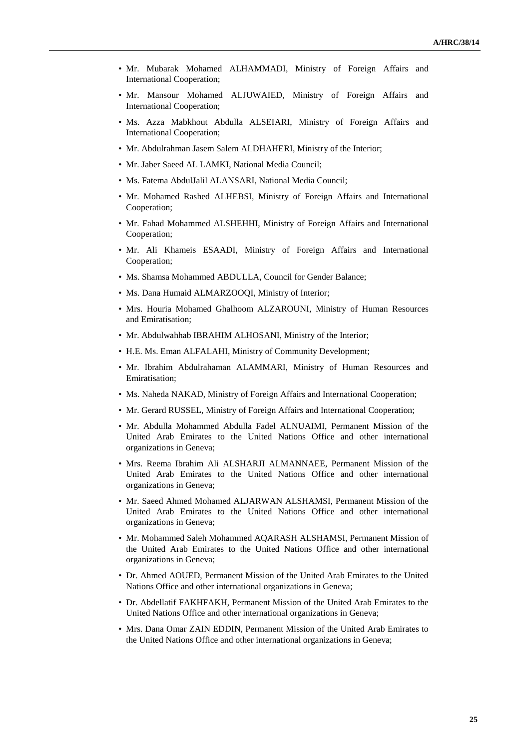- Mr. Mubarak Mohamed ALHAMMADI, Ministry of Foreign Affairs and International Cooperation;
- Mr. Mansour Mohamed ALJUWAIED, Ministry of Foreign Affairs and International Cooperation;
- Ms. Azza Mabkhout Abdulla ALSEIARI, Ministry of Foreign Affairs and International Cooperation;
- Mr. Abdulrahman Jasem Salem ALDHAHERI, Ministry of the Interior;
- Mr. Jaber Saeed AL LAMKI, National Media Council;
- Ms. Fatema AbdulJalil ALANSARI, National Media Council;
- Mr. Mohamed Rashed ALHEBSI, Ministry of Foreign Affairs and International Cooperation;
- Mr. Fahad Mohammed ALSHEHHI, Ministry of Foreign Affairs and International Cooperation;
- Mr. Ali Khameis ESAADI, Ministry of Foreign Affairs and International Cooperation;
- Ms. Shamsa Mohammed ABDULLA, Council for Gender Balance;
- Ms. Dana Humaid ALMARZOOQI, Ministry of Interior;
- Mrs. Houria Mohamed Ghalhoom ALZAROUNI, Ministry of Human Resources and Emiratisation;
- Mr. Abdulwahhab IBRAHIM ALHOSANI, Ministry of the Interior;
- H.E. Ms. Eman ALFALAHI, Ministry of Community Development;
- Mr. Ibrahim Abdulrahaman ALAMMARI, Ministry of Human Resources and Emiratisation;
- Ms. Naheda NAKAD, Ministry of Foreign Affairs and International Cooperation;
- Mr. Gerard RUSSEL, Ministry of Foreign Affairs and International Cooperation;
- Mr. Abdulla Mohammed Abdulla Fadel ALNUAIMI, Permanent Mission of the United Arab Emirates to the United Nations Office and other international organizations in Geneva;
- Mrs. Reema Ibrahim Ali ALSHARJI ALMANNAEE, Permanent Mission of the United Arab Emirates to the United Nations Office and other international organizations in Geneva;
- Mr. Saeed Ahmed Mohamed ALJARWAN ALSHAMSI, Permanent Mission of the United Arab Emirates to the United Nations Office and other international organizations in Geneva;
- Mr. Mohammed Saleh Mohammed AQARASH ALSHAMSI, Permanent Mission of the United Arab Emirates to the United Nations Office and other international organizations in Geneva;
- Dr. Ahmed AOUED, Permanent Mission of the United Arab Emirates to the United Nations Office and other international organizations in Geneva;
- Dr. Abdellatif FAKHFAKH, Permanent Mission of the United Arab Emirates to the United Nations Office and other international organizations in Geneva;
- Mrs. Dana Omar ZAIN EDDIN, Permanent Mission of the United Arab Emirates to the United Nations Office and other international organizations in Geneva;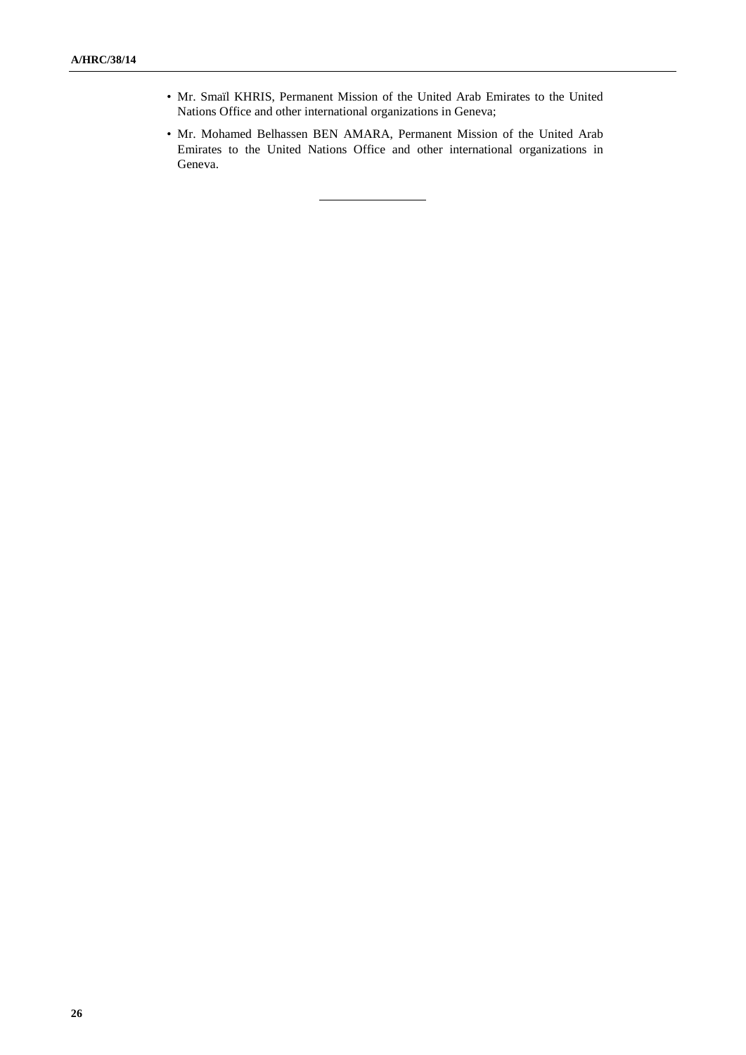- Mr. Smaïl KHRIS, Permanent Mission of the United Arab Emirates to the United Nations Office and other international organizations in Geneva;
- Mr. Mohamed Belhassen BEN AMARA, Permanent Mission of the United Arab Emirates to the United Nations Office and other international organizations in Geneva.